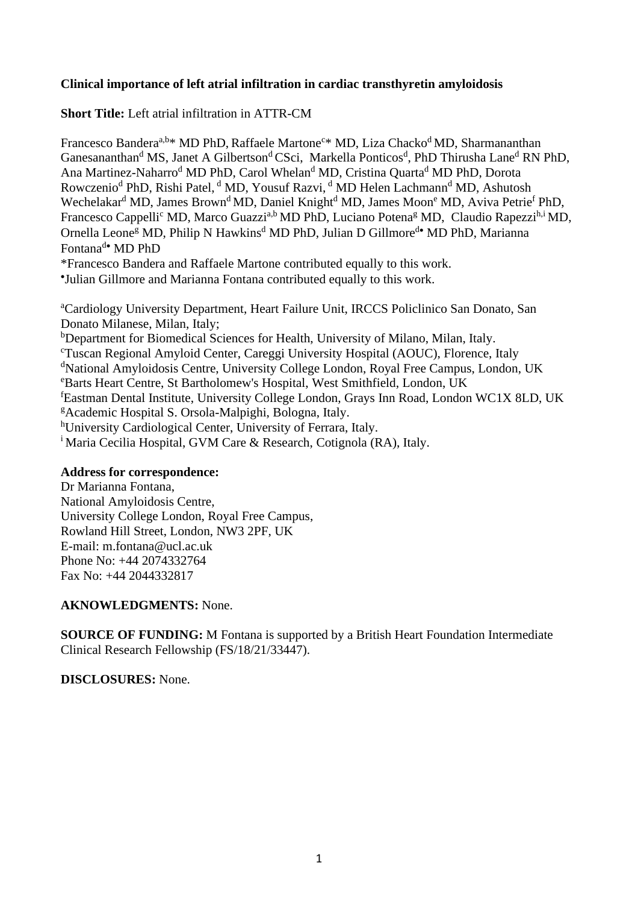**Clinical importance of left atrial infiltration in cardiac transthyretin amyloidosis**

**Short Title:** Left atrial infiltration in ATTR-CM

Francesco Bandera[a,b]* MD PhD, Raffaele Martone[c]* MD, Liza Chacko[d] MD, Sharmananthan Ganesananthan[d] MS, Janet A Gilbertson[d] CSci, Markella Ponticos[d], PhD Thirusha Lane[d] RN PhD, Ana Martinez-Naharro[d] MD PhD, Carol Whelan[d] MD, Cristina Quarta[d] MD PhD, Dorota Rowczenio[d] PhD, Rishi Patel, [d] MD, Yousuf Razvi, [d] MD Helen Lachmann[d] MD, Ashutosh Wechelakar[d] MD, James Brown[d] MD, Daniel Knight[d] MD, James Moon[e] MD, Aviva Petrie[f] PhD, Francesco Cappelli[c] MD, Marco Guazzi[a,b] MD PhD, Luciano Potena[g] MD, Claudio Rapezzi[h,i] MD, Ornella Leone[g] MD, Philip N Hawkins[d] MD PhD, Julian D Gillmore[d•] MD PhD, Marianna Fontana[d•] MD PhD

*Francesco Bandera and Raffaele Martone contributed equally to this work.

•Julian Gillmore and Marianna Fontana contributed equally to this work.

[a]Cardiology University Department, Heart Failure Unit, IRCCS Policlinico San Donato, San Donato Milanese, Milan, Italy;

[b]Department for Biomedical Sciences for Health, University of Milano, Milan, Italy.

[c]Tuscan Regional Amyloid Center, Careggi University Hospital (AOUC), Florence, Italy

[d]National Amyloidosis Centre, University College London, Royal Free Campus, London, UK

[e]Barts Heart Centre, St Bartholomew's Hospital, West Smithfield, London, UK

[f]Eastman Dental Institute, University College London, Grays Inn Road, London WC1X 8LD, UK

[g]Academic Hospital S. Orsola-Malpighi, Bologna, Italy.

[h]University Cardiological Center, University of Ferrara, Italy.

[i] Maria Cecilia Hospital, GVM Care & Research, Cotignola (RA), Italy.

**Address for correspondence:**

Dr Marianna Fontana,
National Amyloidosis Centre,
University College London, Royal Free Campus,
Rowland Hill Street, London, NW3 2PF, UK
E-mail: m.fontana@ucl.ac.uk
Phone No: +44 2074332764
Fax No: +44 2044332817

**AKNOWLEDGMENTS:** None.

**SOURCE OF FUNDING:** M Fontana is supported by a British Heart Foundation Intermediate Clinical Research Fellowship (FS/18/21/33447).

**DISCLOSURES:** None.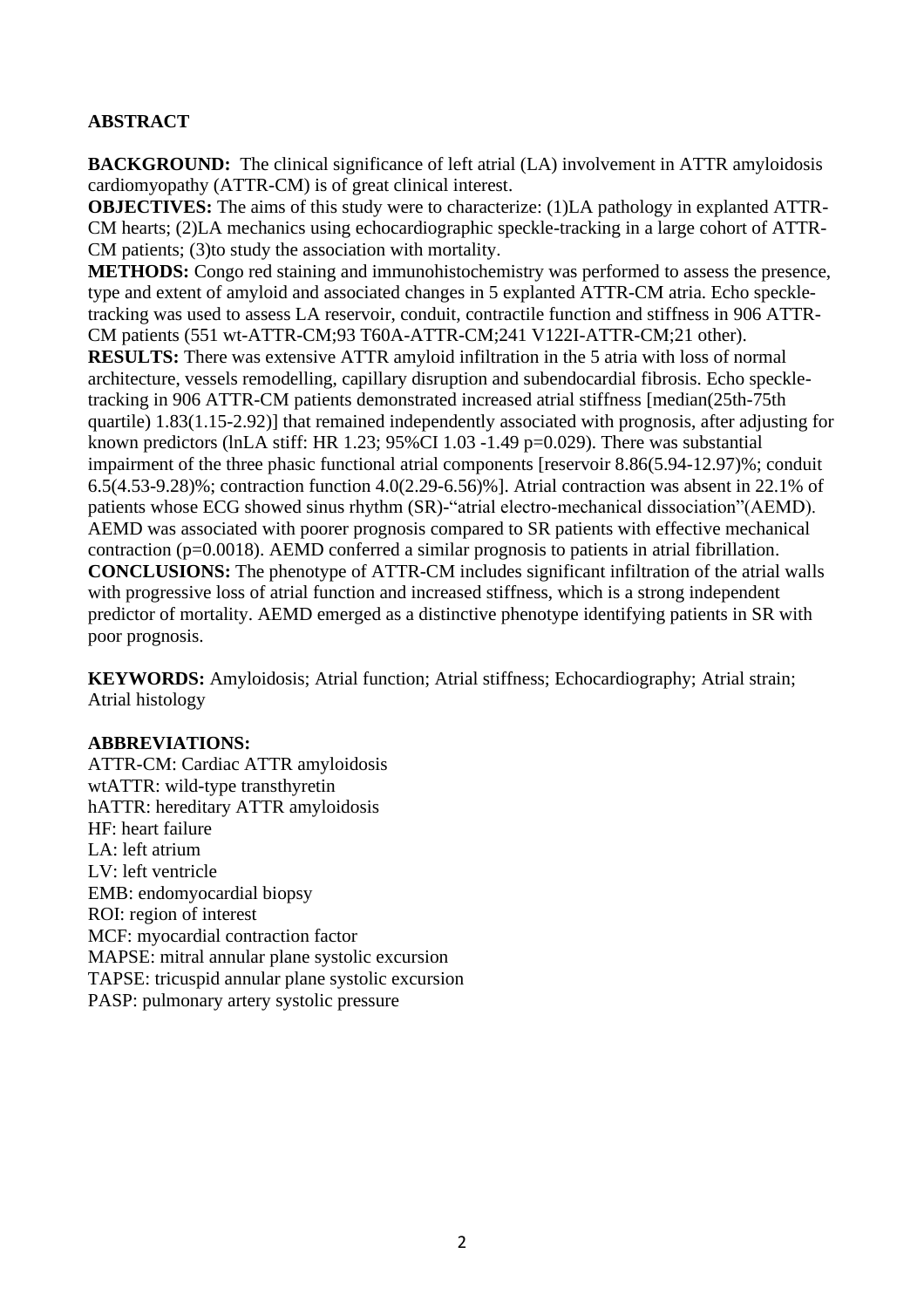## ABSTRACT

**BACKGROUND:** The clinical significance of left atrial (LA) involvement in ATTR amyloidosis cardiomyopathy (ATTR-CM) is of great clinical interest.

**OBJECTIVES:** The aims of this study were to characterize: (1)LA pathology in explanted ATTR-CM hearts; (2)LA mechanics using echocardiographic speckle-tracking in a large cohort of ATTR-CM patients; (3)to study the association with mortality.

**METHODS:** Congo red staining and immunohistochemistry was performed to assess the presence, type and extent of amyloid and associated changes in 5 explanted ATTR-CM atria. Echo speckle-tracking was used to assess LA reservoir, conduit, contractile function and stiffness in 906 ATTR-CM patients (551 wt-ATTR-CM;93 T60A-ATTR-CM;241 V122I-ATTR-CM;21 other).

**RESULTS:** There was extensive ATTR amyloid infiltration in the 5 atria with loss of normal architecture, vessels remodelling, capillary disruption and subendocardial fibrosis. Echo speckle-tracking in 906 ATTR-CM patients demonstrated increased atrial stiffness [median(25th-75th quartile) 1.83(1.15-2.92)] that remained independently associated with prognosis, after adjusting for known predictors (lnLA stiff: HR 1.23; 95%CI 1.03 -1.49 p=0.029). There was substantial impairment of the three phasic functional atrial components [reservoir 8.86(5.94-12.97)%; conduit 6.5(4.53-9.28)%; contraction function 4.0(2.29-6.56)%]. Atrial contraction was absent in 22.1% of patients whose ECG showed sinus rhythm (SR)-"atrial electro-mechanical dissociation"(AEMD). AEMD was associated with poorer prognosis compared to SR patients with effective mechanical contraction (p=0.0018). AEMD conferred a similar prognosis to patients in atrial fibrillation.

**CONCLUSIONS:** The phenotype of ATTR-CM includes significant infiltration of the atrial walls with progressive loss of atrial function and increased stiffness, which is a strong independent predictor of mortality. AEMD emerged as a distinctive phenotype identifying patients in SR with poor prognosis.

**KEYWORDS:** Amyloidosis; Atrial function; Atrial stiffness; Echocardiography; Atrial strain; Atrial histology

**ABBREVIATIONS:**

ATTR-CM: Cardiac ATTR amyloidosis
wtATTR: wild-type transthyretin
hATTR: hereditary ATTR amyloidosis
HF: heart failure
LA: left atrium
LV: left ventricle
EMB: endomyocardial biopsy
ROI: region of interest
MCF: myocardial contraction factor
MAPSE: mitral annular plane systolic excursion
TAPSE: tricuspid annular plane systolic excursion
PASP: pulmonary artery systolic pressure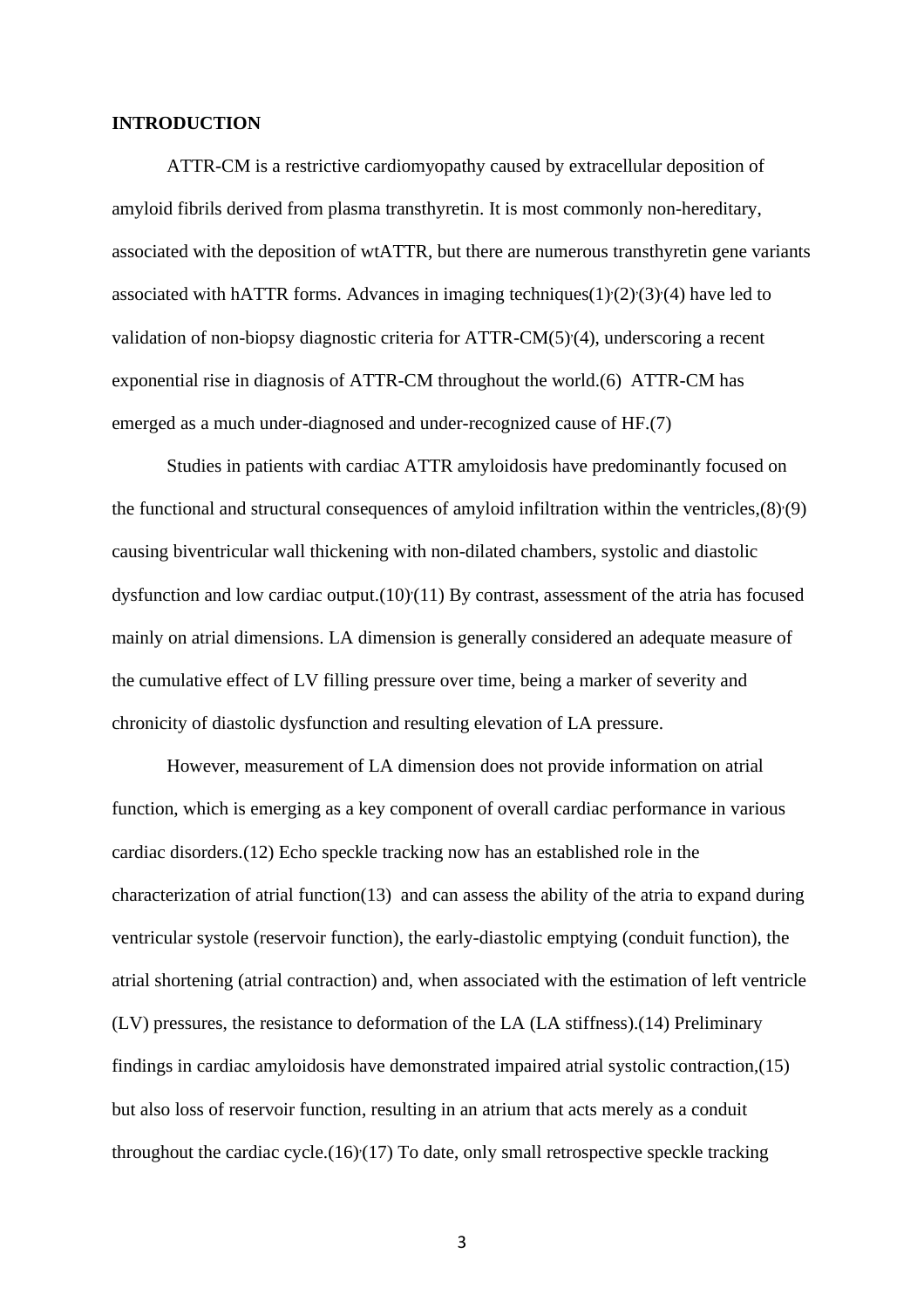**INTRODUCTION**

ATTR-CM is a restrictive cardiomyopathy caused by extracellular deposition of amyloid fibrils derived from plasma transthyretin. It is most commonly non-hereditary, associated with the deposition of wtATTR, but there are numerous transthyretin gene variants associated with hATTR forms. Advances in imaging techniques(1),(2),(3),(4) have led to validation of non-biopsy diagnostic criteria for ATTR-CM(5),(4), underscoring a recent exponential rise in diagnosis of ATTR-CM throughout the world.(6) ATTR-CM has emerged as a much under-diagnosed and under-recognized cause of HF.(7)

Studies in patients with cardiac ATTR amyloidosis have predominantly focused on the functional and structural consequences of amyloid infiltration within the ventricles,(8),(9) causing biventricular wall thickening with non-dilated chambers, systolic and diastolic dysfunction and low cardiac output.(10),(11) By contrast, assessment of the atria has focused mainly on atrial dimensions. LA dimension is generally considered an adequate measure of the cumulative effect of LV filling pressure over time, being a marker of severity and chronicity of diastolic dysfunction and resulting elevation of LA pressure.

However, measurement of LA dimension does not provide information on atrial function, which is emerging as a key component of overall cardiac performance in various cardiac disorders.(12) Echo speckle tracking now has an established role in the characterization of atrial function(13) and can assess the ability of the atria to expand during ventricular systole (reservoir function), the early-diastolic emptying (conduit function), the atrial shortening (atrial contraction) and, when associated with the estimation of left ventricle (LV) pressures, the resistance to deformation of the LA (LA stiffness).(14) Preliminary findings in cardiac amyloidosis have demonstrated impaired atrial systolic contraction,(15) but also loss of reservoir function, resulting in an atrium that acts merely as a conduit throughout the cardiac cycle.(16),(17) To date, only small retrospective speckle tracking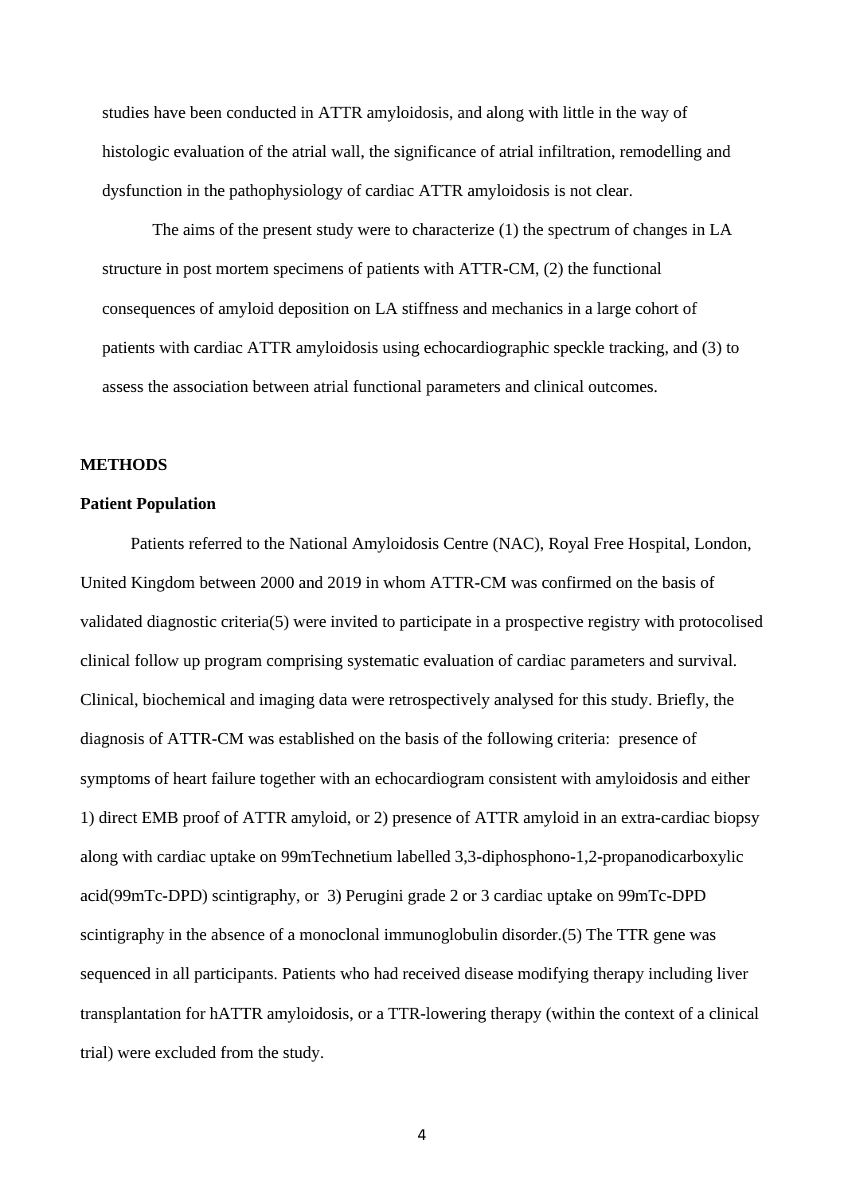studies have been conducted in ATTR amyloidosis, and along with little in the way of histologic evaluation of the atrial wall, the significance of atrial infiltration, remodelling and dysfunction in the pathophysiology of cardiac ATTR amyloidosis is not clear.

The aims of the present study were to characterize (1) the spectrum of changes in LA structure in post mortem specimens of patients with ATTR-CM, (2) the functional consequences of amyloid deposition on LA stiffness and mechanics in a large cohort of patients with cardiac ATTR amyloidosis using echocardiographic speckle tracking, and (3) to assess the association between atrial functional parameters and clinical outcomes.

## METHODS

### Patient Population

Patients referred to the National Amyloidosis Centre (NAC), Royal Free Hospital, London, United Kingdom between 2000 and 2019 in whom ATTR-CM was confirmed on the basis of validated diagnostic criteria(5) were invited to participate in a prospective registry with protocolised clinical follow up program comprising systematic evaluation of cardiac parameters and survival. Clinical, biochemical and imaging data were retrospectively analysed for this study. Briefly, the diagnosis of ATTR-CM was established on the basis of the following criteria: presence of symptoms of heart failure together with an echocardiogram consistent with amyloidosis and either 1) direct EMB proof of ATTR amyloid, or 2) presence of ATTR amyloid in an extra-cardiac biopsy along with cardiac uptake on 99mTechnetium labelled 3,3-diphosphono-1,2-propanodicarboxylic acid(99mTc-DPD) scintigraphy, or 3) Perugini grade 2 or 3 cardiac uptake on 99mTc-DPD scintigraphy in the absence of a monoclonal immunoglobulin disorder.(5) The TTR gene was sequenced in all participants. Patients who had received disease modifying therapy including liver transplantation for hATTR amyloidosis, or a TTR-lowering therapy (within the context of a clinical trial) were excluded from the study.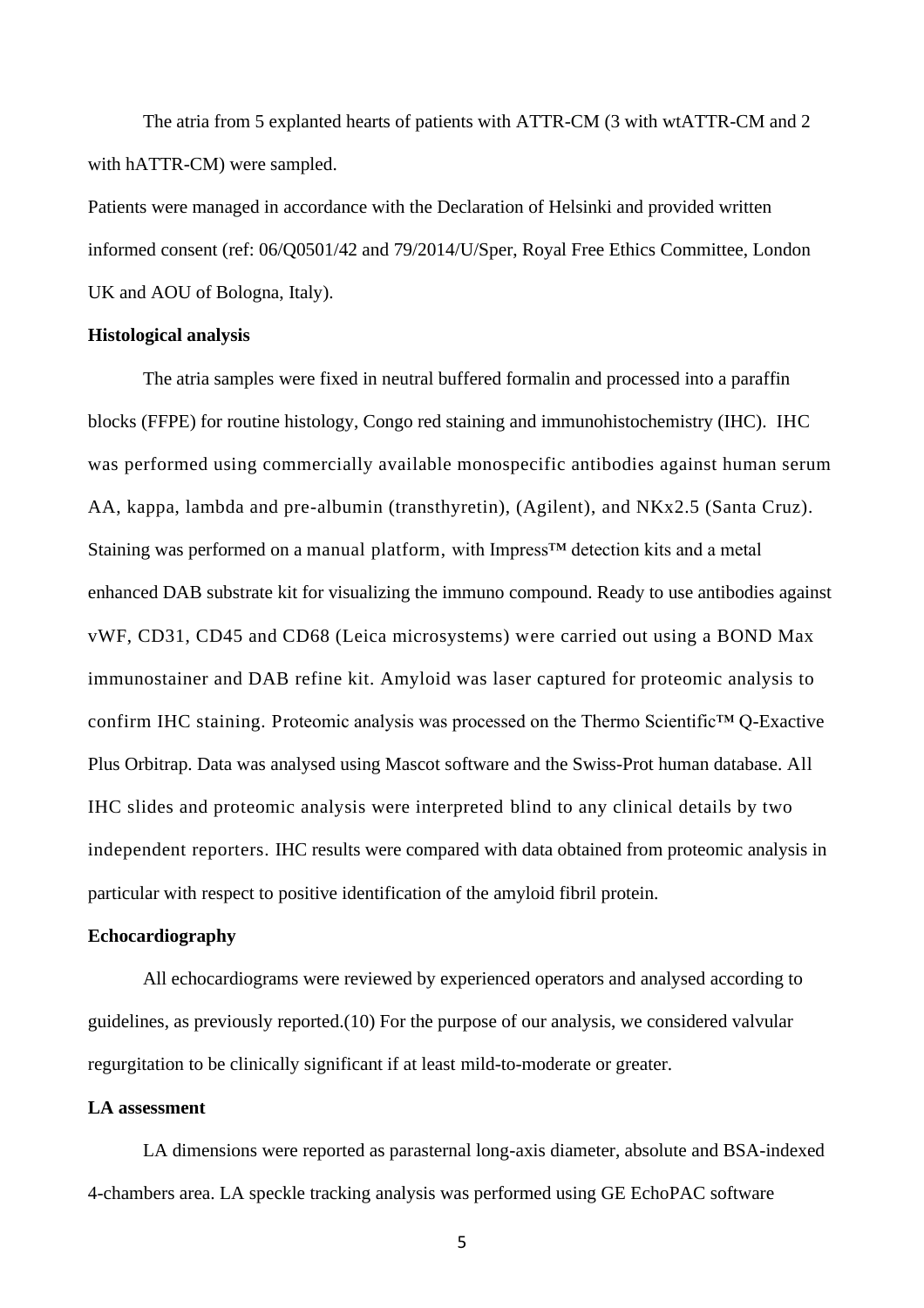The atria from 5 explanted hearts of patients with ATTR-CM (3 with wtATTR-CM and 2 with hATTR-CM) were sampled.

Patients were managed in accordance with the Declaration of Helsinki and provided written informed consent (ref: 06/Q0501/42 and 79/2014/U/Sper, Royal Free Ethics Committee, London UK and AOU of Bologna, Italy).

### Histological analysis

The atria samples were fixed in neutral buffered formalin and processed into a paraffin blocks (FFPE) for routine histology, Congo red staining and immunohistochemistry (IHC). IHC was performed using commercially available monospecific antibodies against human serum AA, kappa, lambda and pre-albumin (transthyretin), (Agilent), and NKx2.5 (Santa Cruz). Staining was performed on a manual platform, with Impress™ detection kits and a metal enhanced DAB substrate kit for visualizing the immuno compound. Ready to use antibodies against vWF, CD31, CD45 and CD68 (Leica microsystems) were carried out using a BOND Max immunostainer and DAB refine kit. Amyloid was laser captured for proteomic analysis to confirm IHC staining. Proteomic analysis was processed on the Thermo Scientific™ Q-Exactive Plus Orbitrap. Data was analysed using Mascot software and the Swiss-Prot human database. All IHC slides and proteomic analysis were interpreted blind to any clinical details by two independent reporters. IHC results were compared with data obtained from proteomic analysis in particular with respect to positive identification of the amyloid fibril protein.

### Echocardiography

All echocardiograms were reviewed by experienced operators and analysed according to guidelines, as previously reported.(10) For the purpose of our analysis, we considered valvular regurgitation to be clinically significant if at least mild-to-moderate or greater.

### LA assessment

LA dimensions were reported as parasternal long-axis diameter, absolute and BSA-indexed 4-chambers area. LA speckle tracking analysis was performed using GE EchoPAC software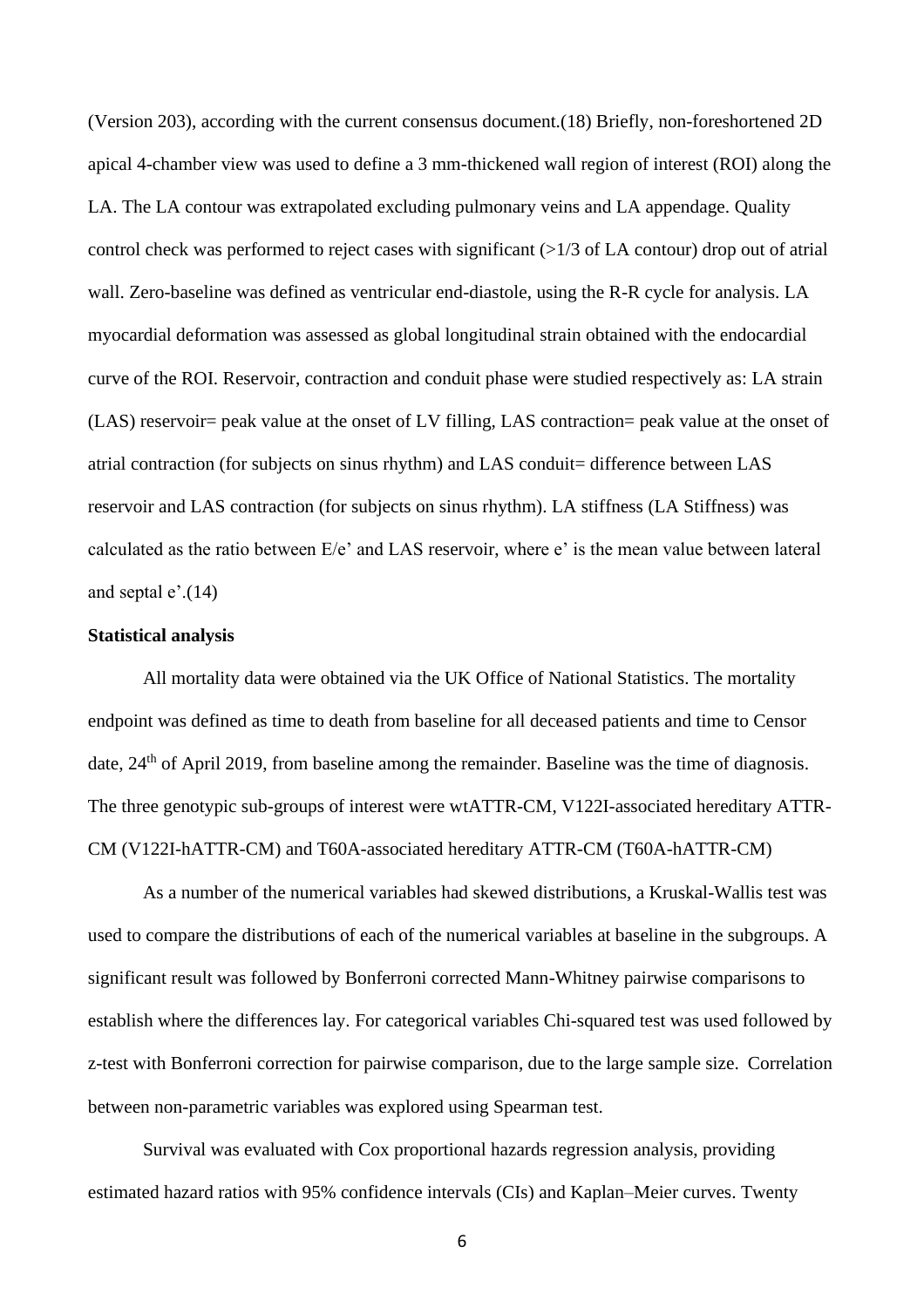(Version 203), according with the current consensus document.(18) Briefly, non-foreshortened 2D apical 4-chamber view was used to define a 3 mm-thickened wall region of interest (ROI) along the LA. The LA contour was extrapolated excluding pulmonary veins and LA appendage. Quality control check was performed to reject cases with significant (>1/3 of LA contour) drop out of atrial wall. Zero-baseline was defined as ventricular end-diastole, using the R-R cycle for analysis. LA myocardial deformation was assessed as global longitudinal strain obtained with the endocardial curve of the ROI. Reservoir, contraction and conduit phase were studied respectively as: LA strain (LAS) reservoir= peak value at the onset of LV filling, LAS contraction= peak value at the onset of atrial contraction (for subjects on sinus rhythm) and LAS conduit= difference between LAS reservoir and LAS contraction (for subjects on sinus rhythm). LA stiffness (LA Stiffness) was calculated as the ratio between E/e' and LAS reservoir, where e' is the mean value between lateral and septal e'.(14)

**Statistical analysis**

All mortality data were obtained via the UK Office of National Statistics. The mortality endpoint was defined as time to death from baseline for all deceased patients and time to Censor date, 24th of April 2019, from baseline among the remainder. Baseline was the time of diagnosis. The three genotypic sub-groups of interest were wtATTR-CM, V122I-associated hereditary ATTR-CM (V122I-hATTR-CM) and T60A-associated hereditary ATTR-CM (T60A-hATTR-CM)

As a number of the numerical variables had skewed distributions, a Kruskal-Wallis test was used to compare the distributions of each of the numerical variables at baseline in the subgroups. A significant result was followed by Bonferroni corrected Mann-Whitney pairwise comparisons to establish where the differences lay. For categorical variables Chi-squared test was used followed by z-test with Bonferroni correction for pairwise comparison, due to the large sample size. Correlation between non-parametric variables was explored using Spearman test.

Survival was evaluated with Cox proportional hazards regression analysis, providing estimated hazard ratios with 95% confidence intervals (CIs) and Kaplan–Meier curves. Twenty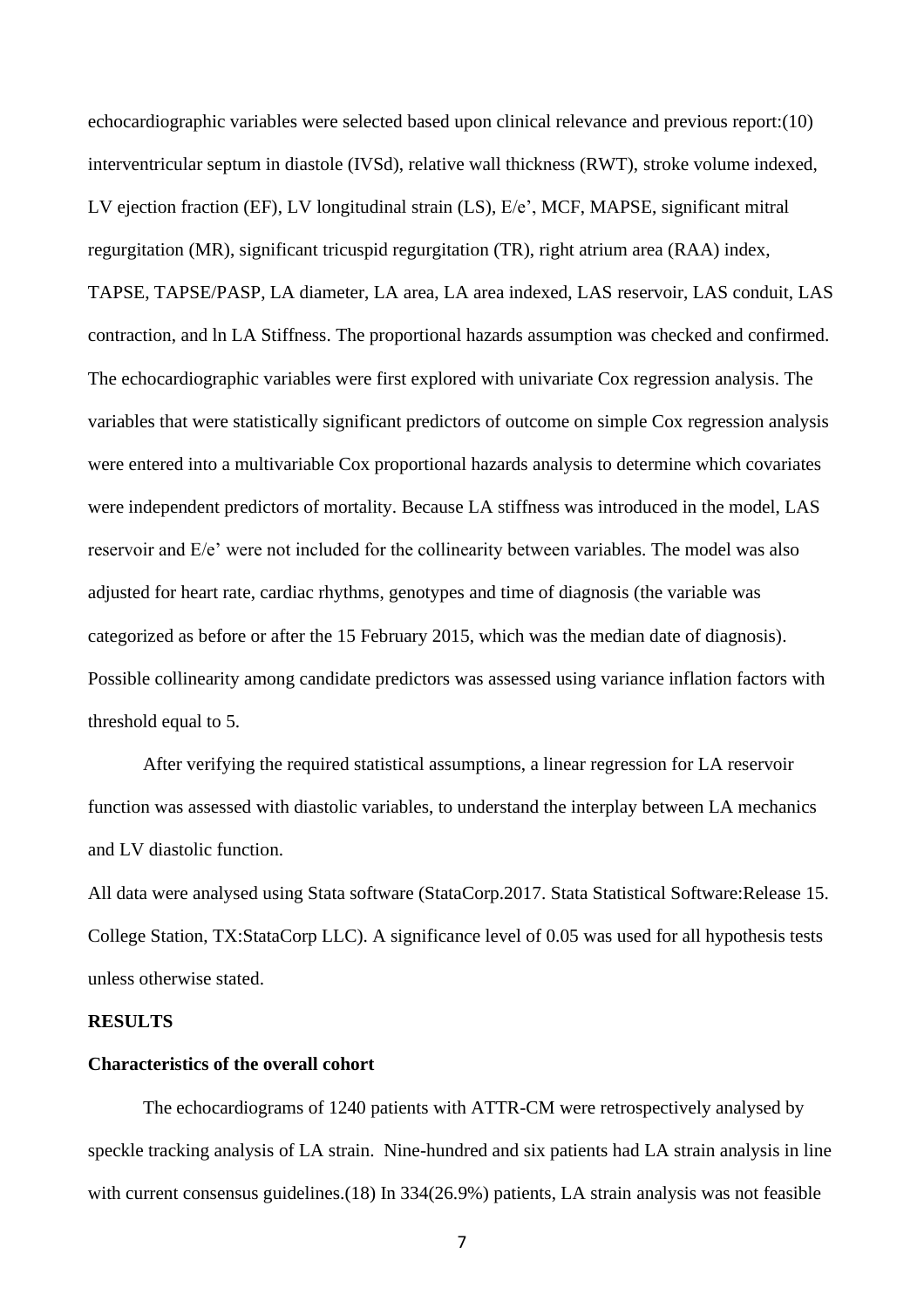echocardiographic variables were selected based upon clinical relevance and previous report:(10) interventricular septum in diastole (IVSd), relative wall thickness (RWT), stroke volume indexed, LV ejection fraction (EF), LV longitudinal strain (LS), E/e', MCF, MAPSE, significant mitral regurgitation (MR), significant tricuspid regurgitation (TR), right atrium area (RAA) index, TAPSE, TAPSE/PASP, LA diameter, LA area, LA area indexed, LAS reservoir, LAS conduit, LAS contraction, and ln LA Stiffness. The proportional hazards assumption was checked and confirmed. The echocardiographic variables were first explored with univariate Cox regression analysis. The variables that were statistically significant predictors of outcome on simple Cox regression analysis were entered into a multivariable Cox proportional hazards analysis to determine which covariates were independent predictors of mortality. Because LA stiffness was introduced in the model, LAS reservoir and E/e' were not included for the collinearity between variables. The model was also adjusted for heart rate, cardiac rhythms, genotypes and time of diagnosis (the variable was categorized as before or after the 15 February 2015, which was the median date of diagnosis). Possible collinearity among candidate predictors was assessed using variance inflation factors with threshold equal to 5.

After verifying the required statistical assumptions, a linear regression for LA reservoir function was assessed with diastolic variables, to understand the interplay between LA mechanics and LV diastolic function.

All data were analysed using Stata software (StataCorp.2017. Stata Statistical Software:Release 15. College Station, TX:StataCorp LLC). A significance level of 0.05 was used for all hypothesis tests unless otherwise stated.

## RESULTS

### Characteristics of the overall cohort

The echocardiograms of 1240 patients with ATTR-CM were retrospectively analysed by speckle tracking analysis of LA strain. Nine-hundred and six patients had LA strain analysis in line with current consensus guidelines.(18) In 334(26.9%) patients, LA strain analysis was not feasible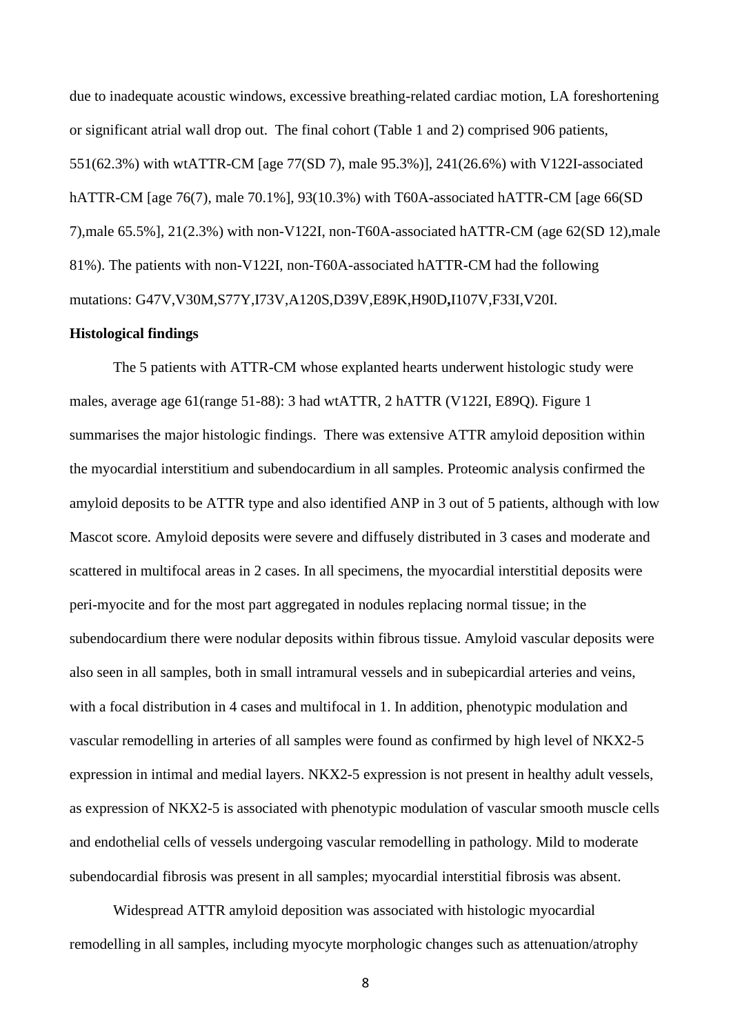due to inadequate acoustic windows, excessive breathing-related cardiac motion, LA foreshortening or significant atrial wall drop out. The final cohort (Table 1 and 2) comprised 906 patients, 551(62.3%) with wtATTR-CM [age 77(SD 7), male 95.3%)], 241(26.6%) with V122I-associated hATTR-CM [age 76(7), male 70.1%], 93(10.3%) with T60A-associated hATTR-CM [age 66(SD 7),male 65.5%], 21(2.3%) with non-V122I, non-T60A-associated hATTR-CM (age 62(SD 12),male 81%). The patients with non-V122I, non-T60A-associated hATTR-CM had the following mutations: G47V,V30M,S77Y,I73V,A120S,D39V,E89K,H90D**,**I107V,F33I,V20I.

**Histological findings**

The 5 patients with ATTR-CM whose explanted hearts underwent histologic study were males, average age 61(range 51-88): 3 had wtATTR, 2 hATTR (V122I, E89Q). Figure 1 summarises the major histologic findings. There was extensive ATTR amyloid deposition within the myocardial interstitium and subendocardium in all samples. Proteomic analysis confirmed the amyloid deposits to be ATTR type and also identified ANP in 3 out of 5 patients, although with low Mascot score. Amyloid deposits were severe and diffusely distributed in 3 cases and moderate and scattered in multifocal areas in 2 cases. In all specimens, the myocardial interstitial deposits were peri-myocite and for the most part aggregated in nodules replacing normal tissue; in the subendocardium there were nodular deposits within fibrous tissue. Amyloid vascular deposits were also seen in all samples, both in small intramural vessels and in subepicardial arteries and veins, with a focal distribution in 4 cases and multifocal in 1. In addition, phenotypic modulation and vascular remodelling in arteries of all samples were found as confirmed by high level of NKX2-5 expression in intimal and medial layers. NKX2-5 expression is not present in healthy adult vessels, as expression of NKX2-5 is associated with phenotypic modulation of vascular smooth muscle cells and endothelial cells of vessels undergoing vascular remodelling in pathology. Mild to moderate subendocardial fibrosis was present in all samples; myocardial interstitial fibrosis was absent.

Widespread ATTR amyloid deposition was associated with histologic myocardial remodelling in all samples, including myocyte morphologic changes such as attenuation/atrophy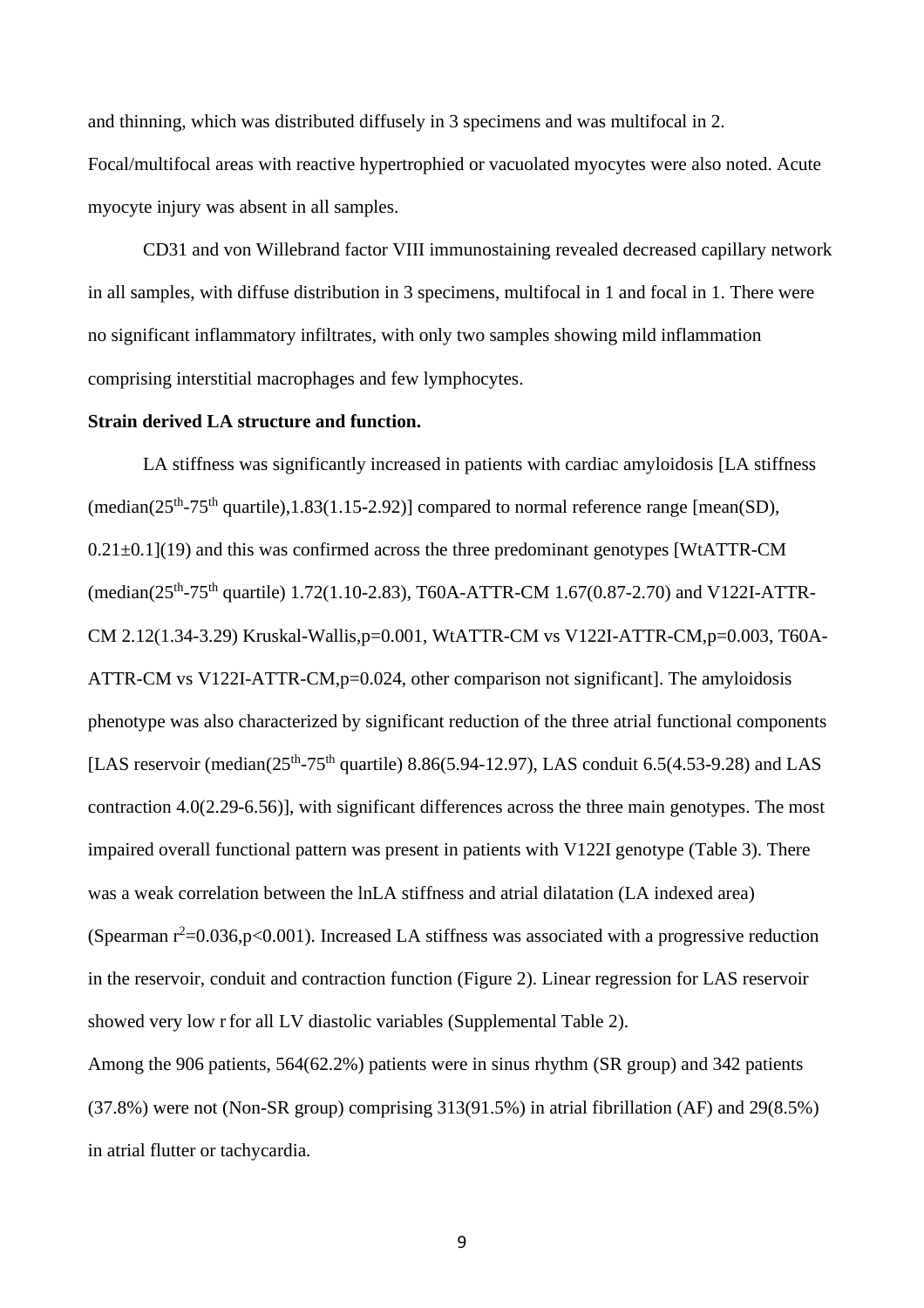and thinning, which was distributed diffusely in 3 specimens and was multifocal in 2. Focal/multifocal areas with reactive hypertrophied or vacuolated myocytes were also noted. Acute myocyte injury was absent in all samples.

CD31 and von Willebrand factor VIII immunostaining revealed decreased capillary network in all samples, with diffuse distribution in 3 specimens, multifocal in 1 and focal in 1. There were no significant inflammatory infiltrates, with only two samples showing mild inflammation comprising interstitial macrophages and few lymphocytes.

**Strain derived LA structure and function.**

LA stiffness was significantly increased in patients with cardiac amyloidosis [LA stiffness (median($25^{th}$-$75^{th}$ quartile),1.83(1.15-2.92)] compared to normal reference range [mean(SD), 0.21±0.1](19) and this was confirmed across the three predominant genotypes [WtATTR-CM (median($25^{th}$-$75^{th}$ quartile) 1.72(1.10-2.83), T60A-ATTR-CM 1.67(0.87-2.70) and V122I-ATTR-CM 2.12(1.34-3.29) Kruskal-Wallis,p=0.001, WtATTR-CM vs V122I-ATTR-CM,p=0.003, T60A-ATTR-CM vs V122I-ATTR-CM,p=0.024, other comparison not significant]. The amyloidosis phenotype was also characterized by significant reduction of the three atrial functional components [LAS reservoir (median($25^{th}$-$75^{th}$ quartile) 8.86(5.94-12.97), LAS conduit 6.5(4.53-9.28) and LAS contraction 4.0(2.29-6.56)], with significant differences across the three main genotypes. The most impaired overall functional pattern was present in patients with V122I genotype (Table 3). There was a weak correlation between the lnLA stiffness and atrial dilatation (LA indexed area) (Spearman $r^2$=0.036,p<0.001). Increased LA stiffness was associated with a progressive reduction in the reservoir, conduit and contraction function (Figure 2). Linear regression for LAS reservoir showed very low r for all LV diastolic variables (Supplemental Table 2).

Among the 906 patients, 564(62.2%) patients were in sinus rhythm (SR group) and 342 patients (37.8%) were not (Non-SR group) comprising 313(91.5%) in atrial fibrillation (AF) and 29(8.5%) in atrial flutter or tachycardia.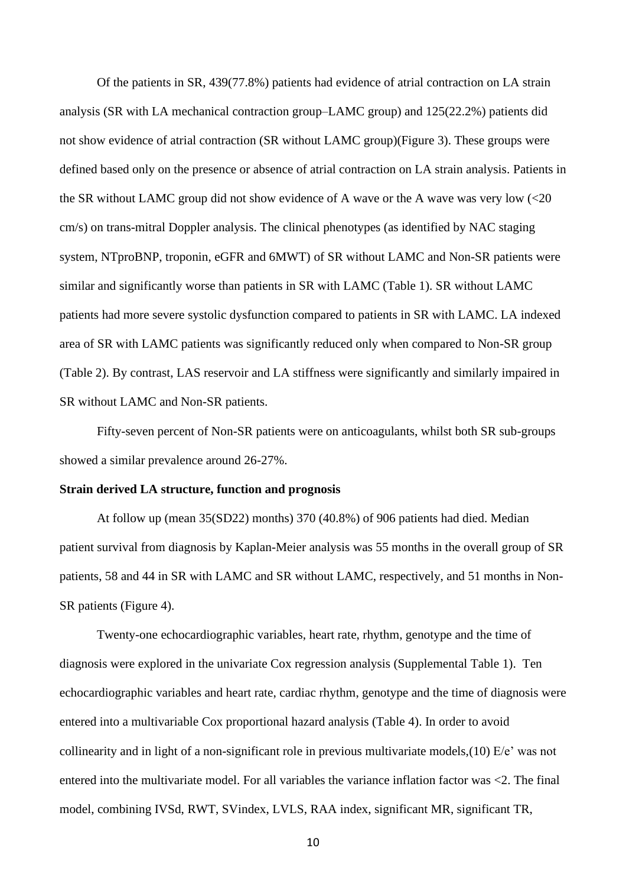Of the patients in SR, 439(77.8%) patients had evidence of atrial contraction on LA strain analysis (SR with LA mechanical contraction group–LAMC group) and 125(22.2%) patients did not show evidence of atrial contraction (SR without LAMC group)(Figure 3). These groups were defined based only on the presence or absence of atrial contraction on LA strain analysis. Patients in the SR without LAMC group did not show evidence of A wave or the A wave was very low (<20 cm/s) on trans-mitral Doppler analysis. The clinical phenotypes (as identified by NAC staging system, NTproBNP, troponin, eGFR and 6MWT) of SR without LAMC and Non-SR patients were similar and significantly worse than patients in SR with LAMC (Table 1). SR without LAMC patients had more severe systolic dysfunction compared to patients in SR with LAMC. LA indexed area of SR with LAMC patients was significantly reduced only when compared to Non-SR group (Table 2). By contrast, LAS reservoir and LA stiffness were significantly and similarly impaired in SR without LAMC and Non-SR patients.

Fifty-seven percent of Non-SR patients were on anticoagulants, whilst both SR sub-groups showed a similar prevalence around 26-27%.

**Strain derived LA structure, function and prognosis**

At follow up (mean 35(SD22) months) 370 (40.8%) of 906 patients had died. Median patient survival from diagnosis by Kaplan-Meier analysis was 55 months in the overall group of SR patients, 58 and 44 in SR with LAMC and SR without LAMC, respectively, and 51 months in Non-SR patients (Figure 4).

Twenty-one echocardiographic variables, heart rate, rhythm, genotype and the time of diagnosis were explored in the univariate Cox regression analysis (Supplemental Table 1). Ten echocardiographic variables and heart rate, cardiac rhythm, genotype and the time of diagnosis were entered into a multivariable Cox proportional hazard analysis (Table 4). In order to avoid collinearity and in light of a non-significant role in previous multivariate models,(10) E/e' was not entered into the multivariate model. For all variables the variance inflation factor was <2. The final model, combining IVSd, RWT, SVindex, LVLS, RAA index, significant MR, significant TR,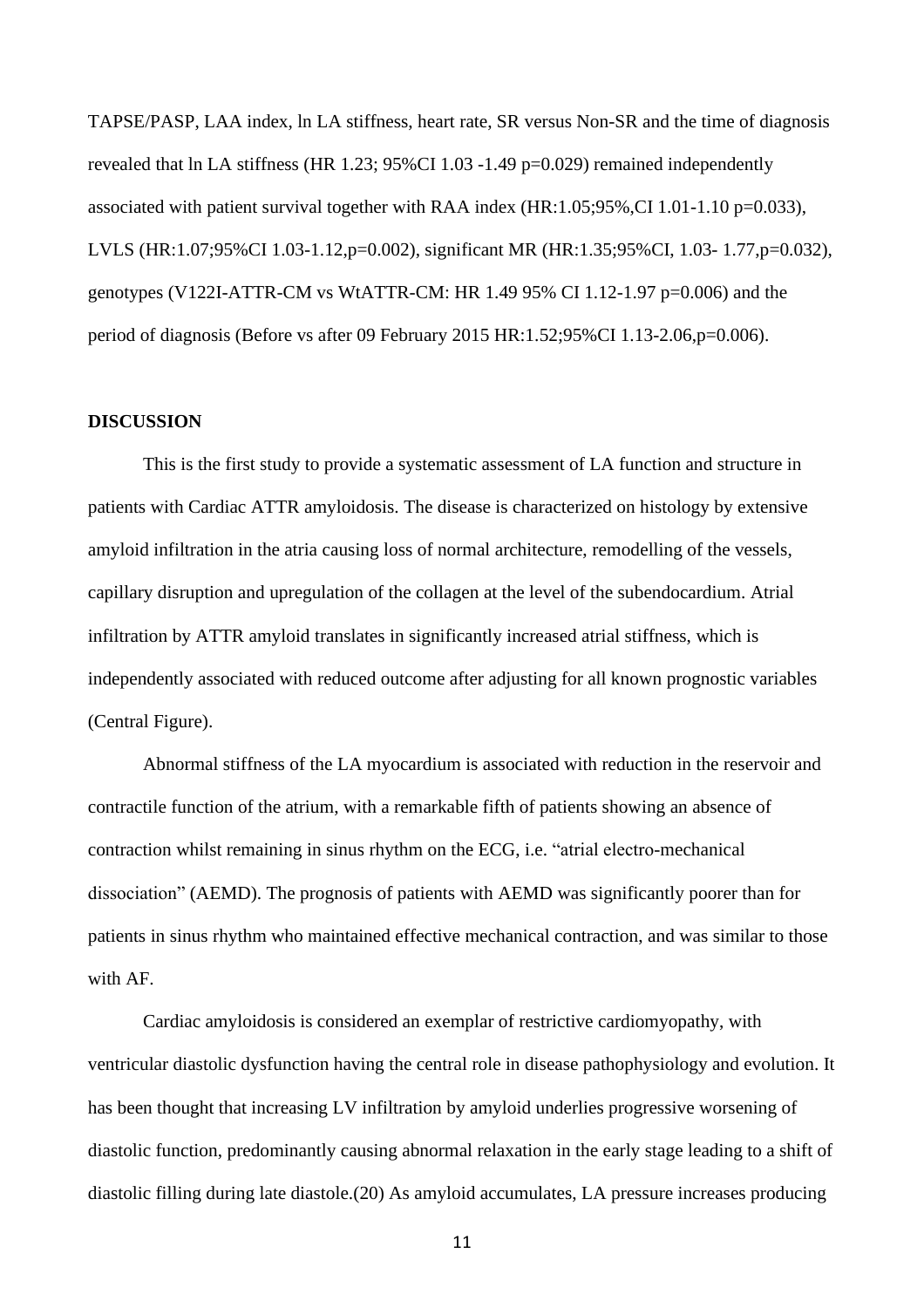TAPSE/PASP, LAA index, ln LA stiffness, heart rate, SR versus Non-SR and the time of diagnosis revealed that ln LA stiffness (HR 1.23; 95%CI 1.03 -1.49 p=0.029) remained independently associated with patient survival together with RAA index (HR:1.05;95%,CI 1.01-1.10 p=0.033), LVLS (HR:1.07;95%CI 1.03-1.12,p=0.002), significant MR (HR:1.35;95%CI, 1.03- 1.77,p=0.032), genotypes (V122I-ATTR-CM vs WtATTR-CM: HR 1.49 95% CI 1.12-1.97 p=0.006) and the period of diagnosis (Before vs after 09 February 2015 HR:1.52;95%CI 1.13-2.06,p=0.006).

## DISCUSSION

This is the first study to provide a systematic assessment of LA function and structure in patients with Cardiac ATTR amyloidosis. The disease is characterized on histology by extensive amyloid infiltration in the atria causing loss of normal architecture, remodelling of the vessels, capillary disruption and upregulation of the collagen at the level of the subendocardium. Atrial infiltration by ATTR amyloid translates in significantly increased atrial stiffness, which is independently associated with reduced outcome after adjusting for all known prognostic variables (Central Figure).

Abnormal stiffness of the LA myocardium is associated with reduction in the reservoir and contractile function of the atrium, with a remarkable fifth of patients showing an absence of contraction whilst remaining in sinus rhythm on the ECG, i.e. "atrial electro-mechanical dissociation" (AEMD). The prognosis of patients with AEMD was significantly poorer than for patients in sinus rhythm who maintained effective mechanical contraction, and was similar to those with AF.

Cardiac amyloidosis is considered an exemplar of restrictive cardiomyopathy, with ventricular diastolic dysfunction having the central role in disease pathophysiology and evolution. It has been thought that increasing LV infiltration by amyloid underlies progressive worsening of diastolic function, predominantly causing abnormal relaxation in the early stage leading to a shift of diastolic filling during late diastole.(20) As amyloid accumulates, LA pressure increases producing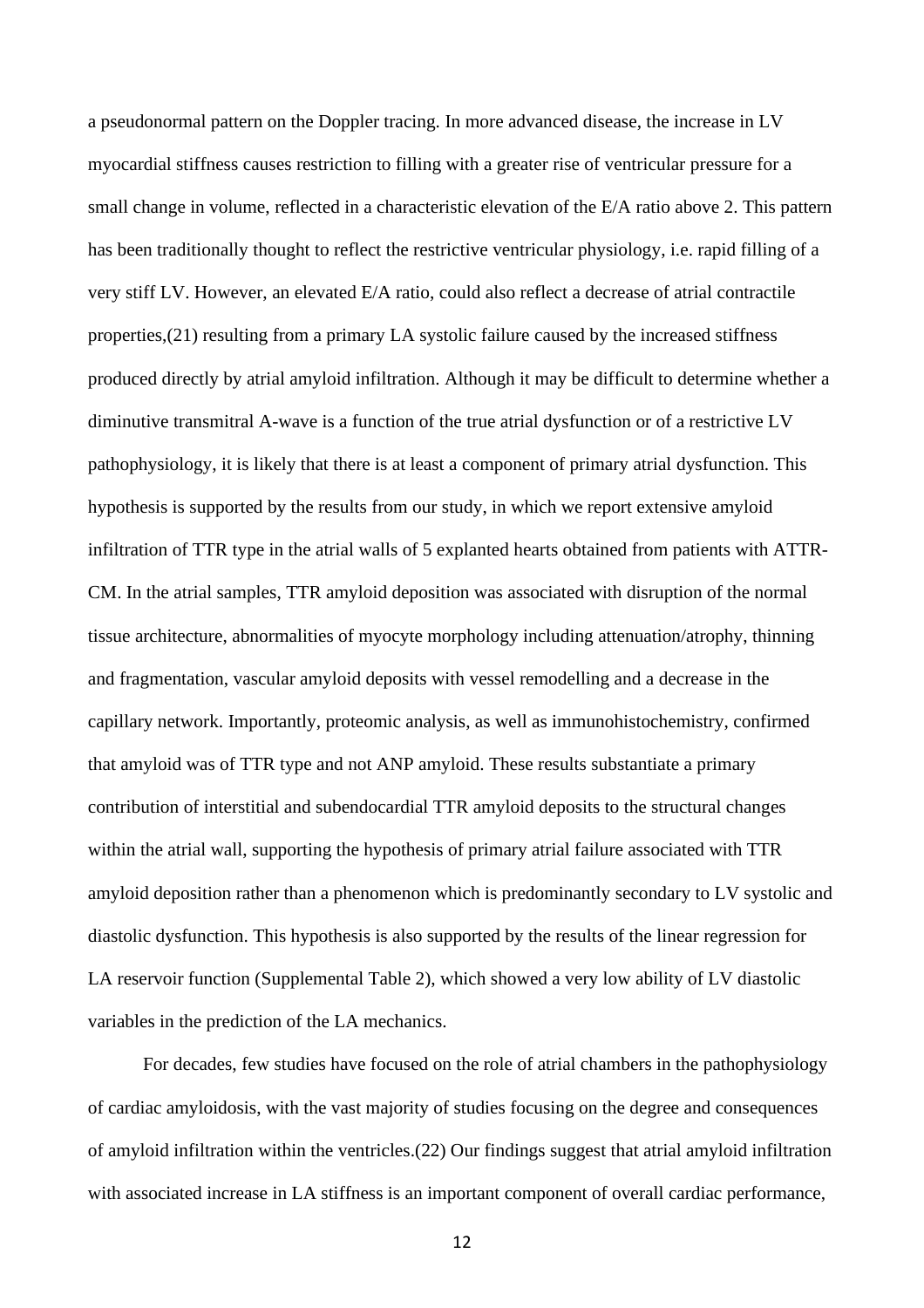a pseudonormal pattern on the Doppler tracing. In more advanced disease, the increase in LV myocardial stiffness causes restriction to filling with a greater rise of ventricular pressure for a small change in volume, reflected in a characteristic elevation of the E/A ratio above 2. This pattern has been traditionally thought to reflect the restrictive ventricular physiology, i.e. rapid filling of a very stiff LV. However, an elevated E/A ratio, could also reflect a decrease of atrial contractile properties,(21) resulting from a primary LA systolic failure caused by the increased stiffness produced directly by atrial amyloid infiltration. Although it may be difficult to determine whether a diminutive transmitral A-wave is a function of the true atrial dysfunction or of a restrictive LV pathophysiology, it is likely that there is at least a component of primary atrial dysfunction. This hypothesis is supported by the results from our study, in which we report extensive amyloid infiltration of TTR type in the atrial walls of 5 explanted hearts obtained from patients with ATTR-CM. In the atrial samples, TTR amyloid deposition was associated with disruption of the normal tissue architecture, abnormalities of myocyte morphology including attenuation/atrophy, thinning and fragmentation, vascular amyloid deposits with vessel remodelling and a decrease in the capillary network. Importantly, proteomic analysis, as well as immunohistochemistry, confirmed that amyloid was of TTR type and not ANP amyloid. These results substantiate a primary contribution of interstitial and subendocardial TTR amyloid deposits to the structural changes within the atrial wall, supporting the hypothesis of primary atrial failure associated with TTR amyloid deposition rather than a phenomenon which is predominantly secondary to LV systolic and diastolic dysfunction. This hypothesis is also supported by the results of the linear regression for LA reservoir function (Supplemental Table 2), which showed a very low ability of LV diastolic variables in the prediction of the LA mechanics.

For decades, few studies have focused on the role of atrial chambers in the pathophysiology of cardiac amyloidosis, with the vast majority of studies focusing on the degree and consequences of amyloid infiltration within the ventricles.(22) Our findings suggest that atrial amyloid infiltration with associated increase in LA stiffness is an important component of overall cardiac performance,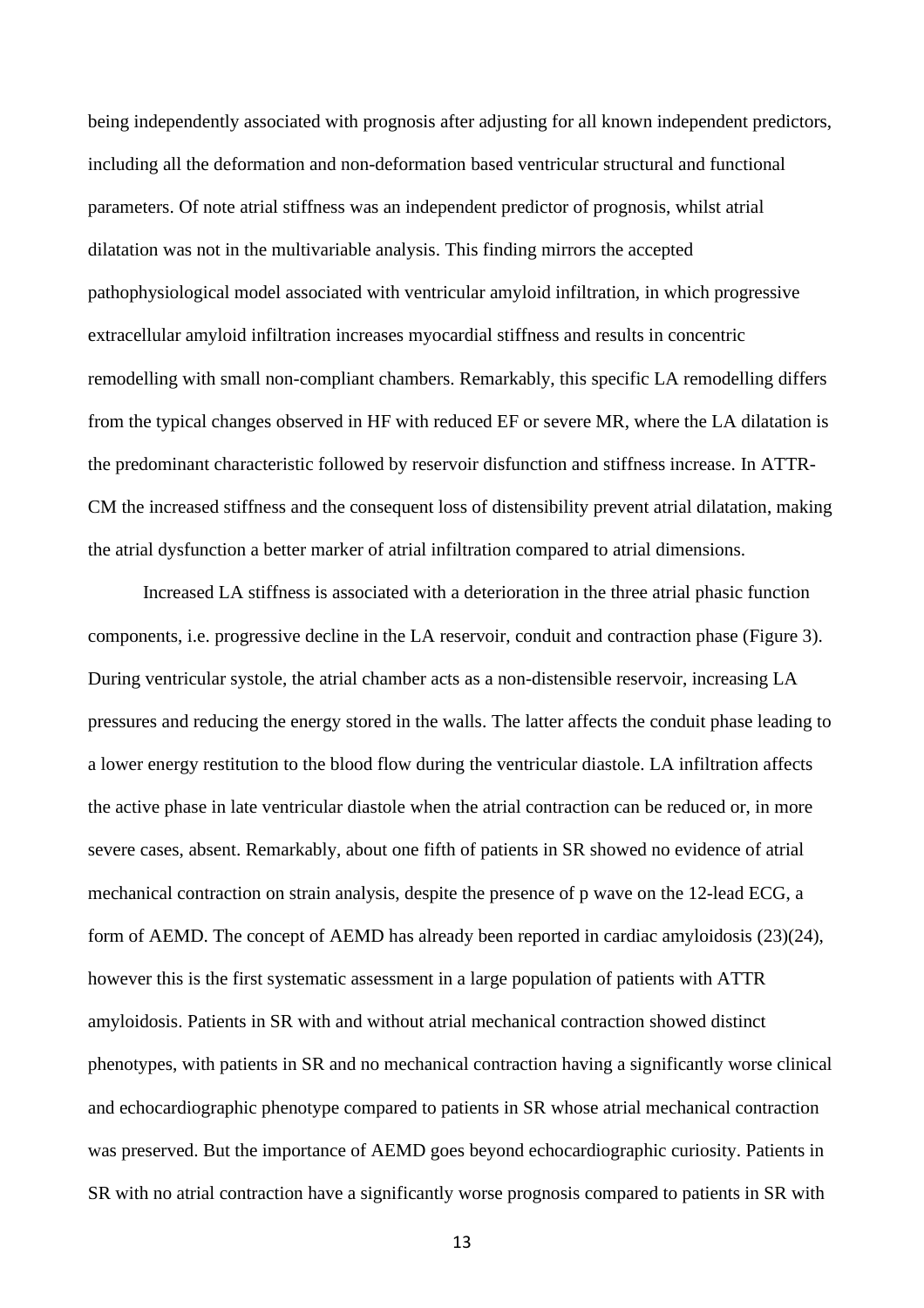being independently associated with prognosis after adjusting for all known independent predictors, including all the deformation and non-deformation based ventricular structural and functional parameters. Of note atrial stiffness was an independent predictor of prognosis, whilst atrial dilatation was not in the multivariable analysis. This finding mirrors the accepted pathophysiological model associated with ventricular amyloid infiltration, in which progressive extracellular amyloid infiltration increases myocardial stiffness and results in concentric remodelling with small non-compliant chambers. Remarkably, this specific LA remodelling differs from the typical changes observed in HF with reduced EF or severe MR, where the LA dilatation is the predominant characteristic followed by reservoir disfunction and stiffness increase. In ATTR-CM the increased stiffness and the consequent loss of distensibility prevent atrial dilatation, making the atrial dysfunction a better marker of atrial infiltration compared to atrial dimensions.

Increased LA stiffness is associated with a deterioration in the three atrial phasic function components, i.e. progressive decline in the LA reservoir, conduit and contraction phase (Figure 3). During ventricular systole, the atrial chamber acts as a non-distensible reservoir, increasing LA pressures and reducing the energy stored in the walls. The latter affects the conduit phase leading to a lower energy restitution to the blood flow during the ventricular diastole. LA infiltration affects the active phase in late ventricular diastole when the atrial contraction can be reduced or, in more severe cases, absent. Remarkably, about one fifth of patients in SR showed no evidence of atrial mechanical contraction on strain analysis, despite the presence of p wave on the 12-lead ECG, a form of AEMD. The concept of AEMD has already been reported in cardiac amyloidosis (23)(24), however this is the first systematic assessment in a large population of patients with ATTR amyloidosis. Patients in SR with and without atrial mechanical contraction showed distinct phenotypes, with patients in SR and no mechanical contraction having a significantly worse clinical and echocardiographic phenotype compared to patients in SR whose atrial mechanical contraction was preserved. But the importance of AEMD goes beyond echocardiographic curiosity. Patients in SR with no atrial contraction have a significantly worse prognosis compared to patients in SR with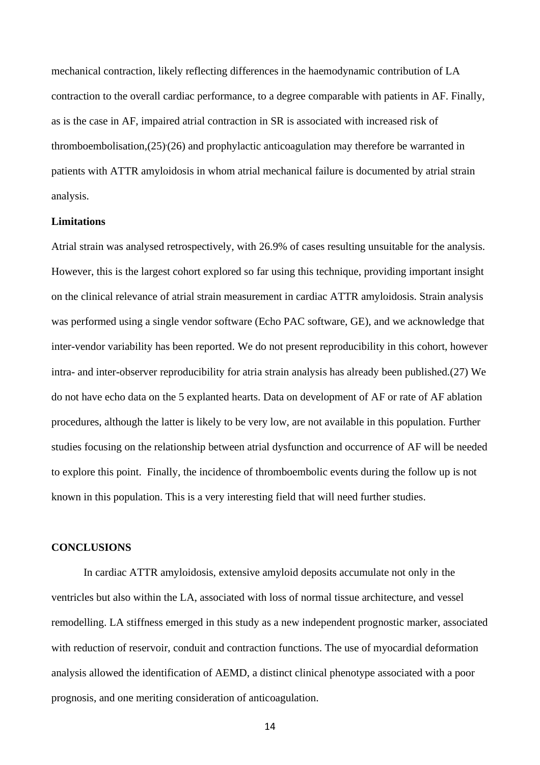mechanical contraction, likely reflecting differences in the haemodynamic contribution of LA contraction to the overall cardiac performance, to a degree comparable with patients in AF. Finally, as is the case in AF, impaired atrial contraction in SR is associated with increased risk of thromboembolisation,(25),(26) and prophylactic anticoagulation may therefore be warranted in patients with ATTR amyloidosis in whom atrial mechanical failure is documented by atrial strain analysis.

**Limitations**

Atrial strain was analysed retrospectively, with 26.9% of cases resulting unsuitable for the analysis. However, this is the largest cohort explored so far using this technique, providing important insight on the clinical relevance of atrial strain measurement in cardiac ATTR amyloidosis. Strain analysis was performed using a single vendor software (Echo PAC software, GE), and we acknowledge that inter-vendor variability has been reported. We do not present reproducibility in this cohort, however intra- and inter-observer reproducibility for atria strain analysis has already been published.(27) We do not have echo data on the 5 explanted hearts. Data on development of AF or rate of AF ablation procedures, although the latter is likely to be very low, are not available in this population. Further studies focusing on the relationship between atrial dysfunction and occurrence of AF will be needed to explore this point. Finally, the incidence of thromboembolic events during the follow up is not known in this population. This is a very interesting field that will need further studies.

## CONCLUSIONS

In cardiac ATTR amyloidosis, extensive amyloid deposits accumulate not only in the ventricles but also within the LA, associated with loss of normal tissue architecture, and vessel remodelling. LA stiffness emerged in this study as a new independent prognostic marker, associated with reduction of reservoir, conduit and contraction functions. The use of myocardial deformation analysis allowed the identification of AEMD, a distinct clinical phenotype associated with a poor prognosis, and one meriting consideration of anticoagulation.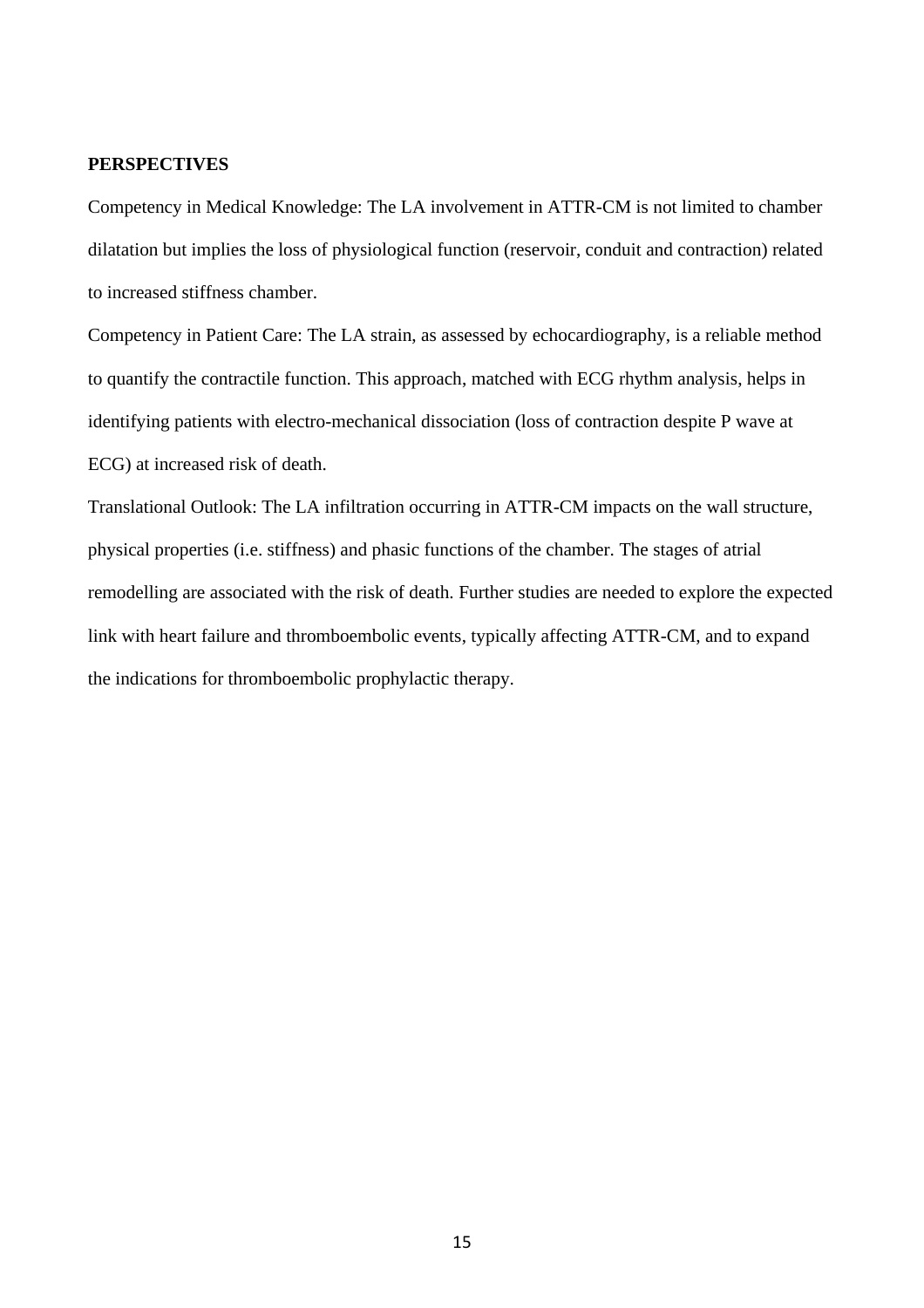## PERSPECTIVES

Competency in Medical Knowledge: The LA involvement in ATTR-CM is not limited to chamber dilatation but implies the loss of physiological function (reservoir, conduit and contraction) related to increased stiffness chamber.

Competency in Patient Care: The LA strain, as assessed by echocardiography, is a reliable method to quantify the contractile function. This approach, matched with ECG rhythm analysis, helps in identifying patients with electro-mechanical dissociation (loss of contraction despite P wave at ECG) at increased risk of death.

Translational Outlook: The LA infiltration occurring in ATTR-CM impacts on the wall structure, physical properties (i.e. stiffness) and phasic functions of the chamber. The stages of atrial remodelling are associated with the risk of death. Further studies are needed to explore the expected link with heart failure and thromboembolic events, typically affecting ATTR-CM, and to expand the indications for thromboembolic prophylactic therapy.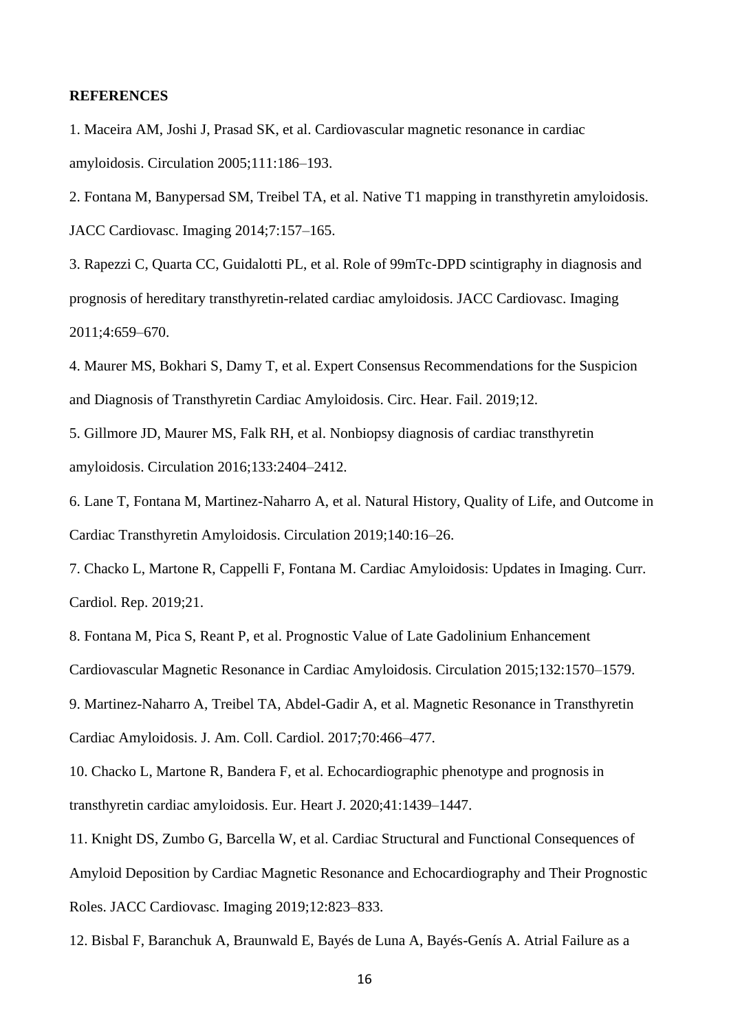**REFERENCES**

1. Maceira AM, Joshi J, Prasad SK, et al. Cardiovascular magnetic resonance in cardiac amyloidosis. Circulation 2005;111:186–193.

2. Fontana M, Banypersad SM, Treibel TA, et al. Native T1 mapping in transthyretin amyloidosis. JACC Cardiovasc. Imaging 2014;7:157–165.

3. Rapezzi C, Quarta CC, Guidalotti PL, et al. Role of 99mTc-DPD scintigraphy in diagnosis and prognosis of hereditary transthyretin-related cardiac amyloidosis. JACC Cardiovasc. Imaging 2011;4:659–670.

4. Maurer MS, Bokhari S, Damy T, et al. Expert Consensus Recommendations for the Suspicion and Diagnosis of Transthyretin Cardiac Amyloidosis. Circ. Hear. Fail. 2019;12.

5. Gillmore JD, Maurer MS, Falk RH, et al. Nonbiopsy diagnosis of cardiac transthyretin amyloidosis. Circulation 2016;133:2404–2412.

6. Lane T, Fontana M, Martinez-Naharro A, et al. Natural History, Quality of Life, and Outcome in Cardiac Transthyretin Amyloidosis. Circulation 2019;140:16–26.

7. Chacko L, Martone R, Cappelli F, Fontana M. Cardiac Amyloidosis: Updates in Imaging. Curr. Cardiol. Rep. 2019;21.

8. Fontana M, Pica S, Reant P, et al. Prognostic Value of Late Gadolinium Enhancement Cardiovascular Magnetic Resonance in Cardiac Amyloidosis. Circulation 2015;132:1570–1579.

9. Martinez-Naharro A, Treibel TA, Abdel-Gadir A, et al. Magnetic Resonance in Transthyretin Cardiac Amyloidosis. J. Am. Coll. Cardiol. 2017;70:466–477.

10. Chacko L, Martone R, Bandera F, et al. Echocardiographic phenotype and prognosis in transthyretin cardiac amyloidosis. Eur. Heart J. 2020;41:1439–1447.

11. Knight DS, Zumbo G, Barcella W, et al. Cardiac Structural and Functional Consequences of Amyloid Deposition by Cardiac Magnetic Resonance and Echocardiography and Their Prognostic Roles. JACC Cardiovasc. Imaging 2019;12:823–833.

12. Bisbal F, Baranchuk A, Braunwald E, Bayés de Luna A, Bayés-Genís A. Atrial Failure as a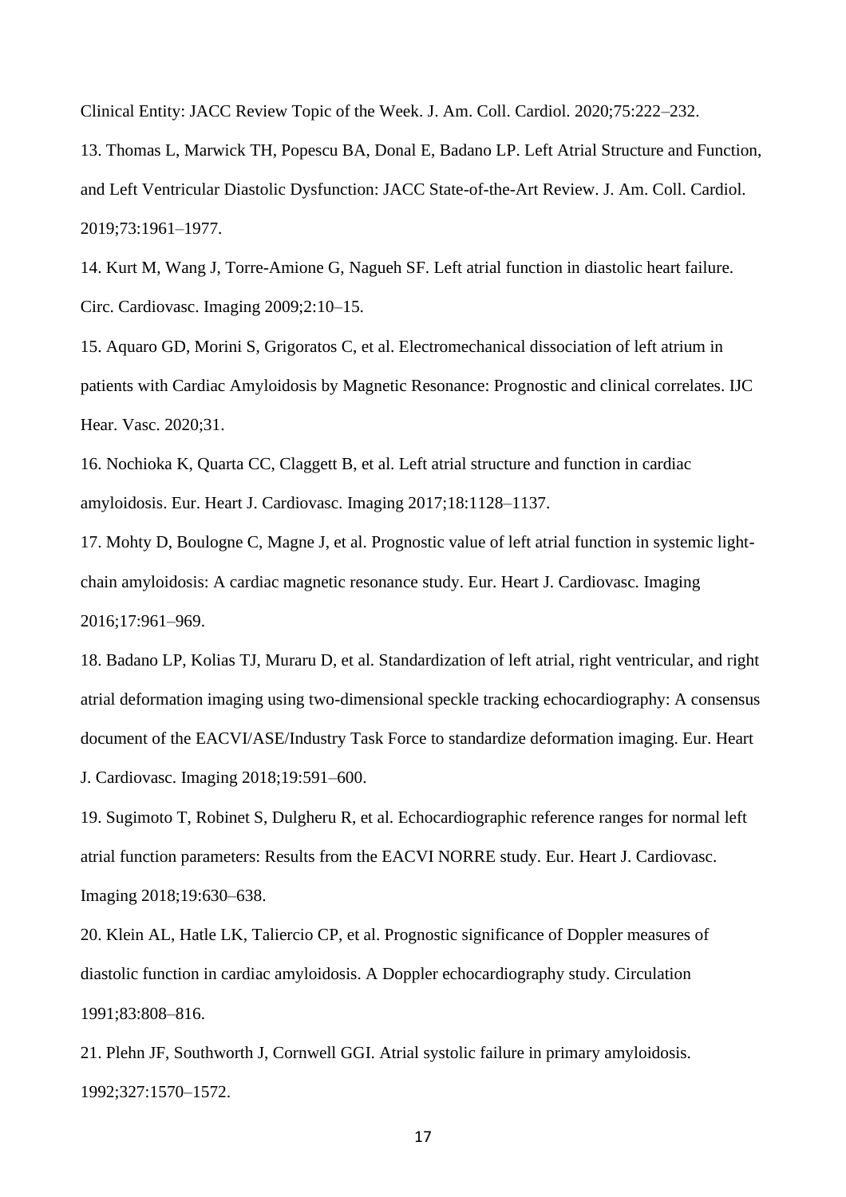Clinical Entity: JACC Review Topic of the Week. J. Am. Coll. Cardiol. 2020;75:222–232.

13. Thomas L, Marwick TH, Popescu BA, Donal E, Badano LP. Left Atrial Structure and Function, and Left Ventricular Diastolic Dysfunction: JACC State-of-the-Art Review. J. Am. Coll. Cardiol. 2019;73:1961–1977.

14. Kurt M, Wang J, Torre-Amione G, Nagueh SF. Left atrial function in diastolic heart failure. Circ. Cardiovasc. Imaging 2009;2:10–15.

15. Aquaro GD, Morini S, Grigoratos C, et al. Electromechanical dissociation of left atrium in patients with Cardiac Amyloidosis by Magnetic Resonance: Prognostic and clinical correlates. IJC Hear. Vasc. 2020;31.

16. Nochioka K, Quarta CC, Claggett B, et al. Left atrial structure and function in cardiac amyloidosis. Eur. Heart J. Cardiovasc. Imaging 2017;18:1128–1137.

17. Mohty D, Boulogne C, Magne J, et al. Prognostic value of left atrial function in systemic light-chain amyloidosis: A cardiac magnetic resonance study. Eur. Heart J. Cardiovasc. Imaging 2016;17:961–969.

18. Badano LP, Kolias TJ, Muraru D, et al. Standardization of left atrial, right ventricular, and right atrial deformation imaging using two-dimensional speckle tracking echocardiography: A consensus document of the EACVI/ASE/Industry Task Force to standardize deformation imaging. Eur. Heart J. Cardiovasc. Imaging 2018;19:591–600.

19. Sugimoto T, Robinet S, Dulgheru R, et al. Echocardiographic reference ranges for normal left atrial function parameters: Results from the EACVI NORRE study. Eur. Heart J. Cardiovasc. Imaging 2018;19:630–638.

20. Klein AL, Hatle LK, Taliercio CP, et al. Prognostic significance of Doppler measures of diastolic function in cardiac amyloidosis. A Doppler echocardiography study. Circulation 1991;83:808–816.

21. Plehn JF, Southworth J, Cornwell GGI. Atrial systolic failure in primary amyloidosis. 1992;327:1570–1572.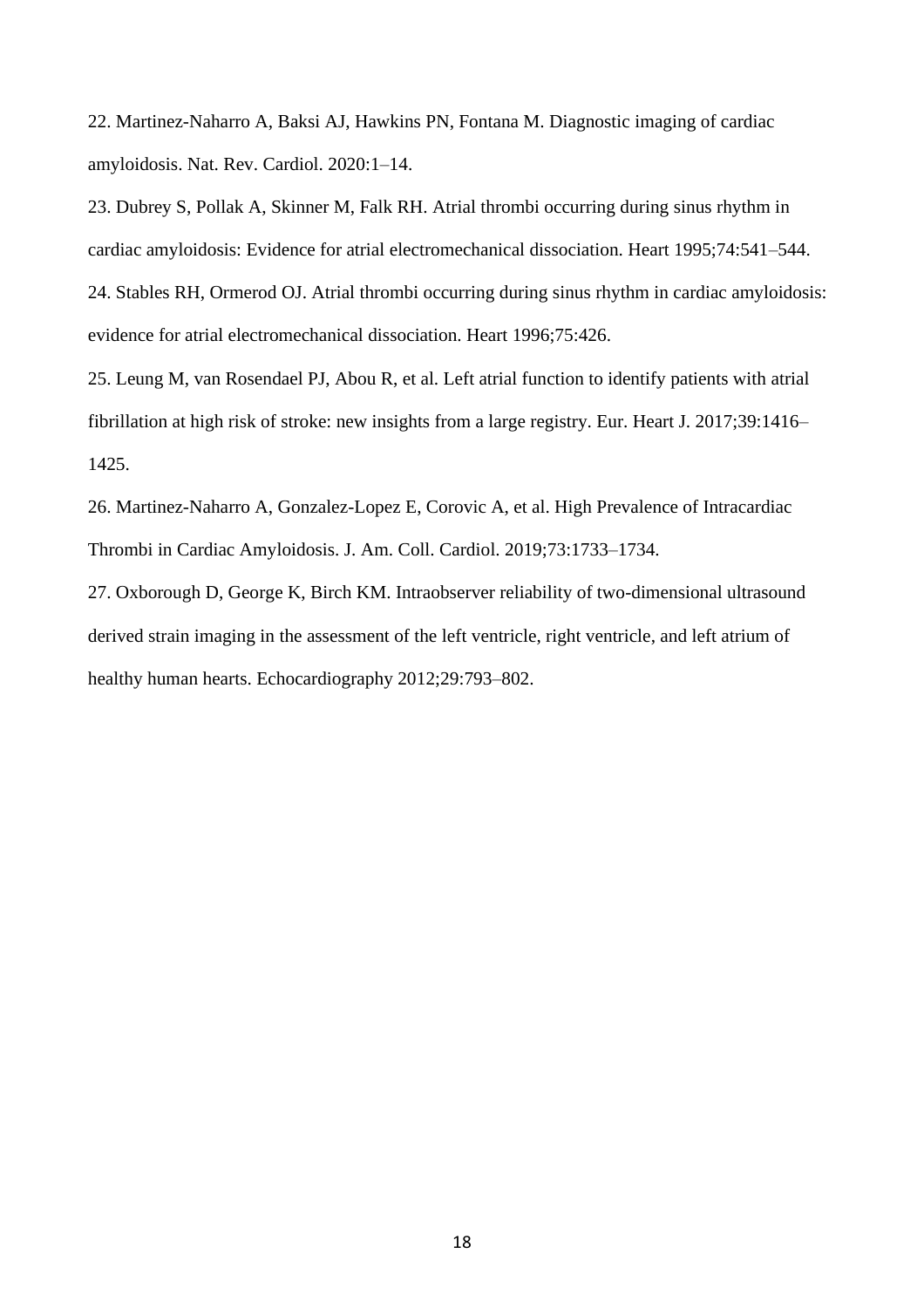22. Martinez-Naharro A, Baksi AJ, Hawkins PN, Fontana M. Diagnostic imaging of cardiac amyloidosis. Nat. Rev. Cardiol. 2020:1–14.

23. Dubrey S, Pollak A, Skinner M, Falk RH. Atrial thrombi occurring during sinus rhythm in cardiac amyloidosis: Evidence for atrial electromechanical dissociation. Heart 1995;74:541–544.

24. Stables RH, Ormerod OJ. Atrial thrombi occurring during sinus rhythm in cardiac amyloidosis: evidence for atrial electromechanical dissociation. Heart 1996;75:426.

25. Leung M, van Rosendael PJ, Abou R, et al. Left atrial function to identify patients with atrial fibrillation at high risk of stroke: new insights from a large registry. Eur. Heart J. 2017;39:1416–1425.

26. Martinez-Naharro A, Gonzalez-Lopez E, Corovic A, et al. High Prevalence of Intracardiac Thrombi in Cardiac Amyloidosis. J. Am. Coll. Cardiol. 2019;73:1733–1734.

27. Oxborough D, George K, Birch KM. Intraobserver reliability of two-dimensional ultrasound derived strain imaging in the assessment of the left ventricle, right ventricle, and left atrium of healthy human hearts. Echocardiography 2012;29:793–802.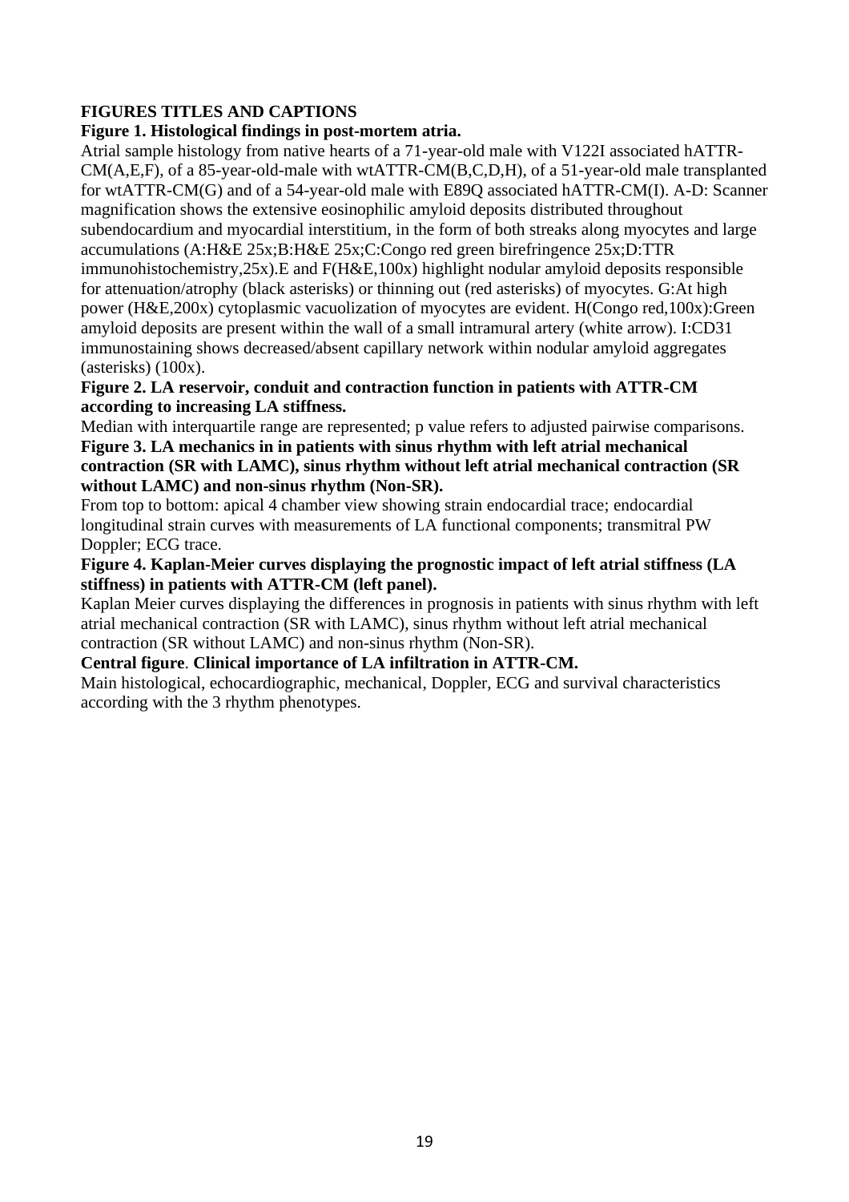## FIGURES TITLES AND CAPTIONS

**Figure 1. Histological findings in post-mortem atria.**

Atrial sample histology from native hearts of a 71-year-old male with V122I associated hATTR-CM(A,E,F), of a 85-year-old-male with wtATTR-CM(B,C,D,H), of a 51-year-old male transplanted for wtATTR-CM(G) and of a 54-year-old male with E89Q associated hATTR-CM(I). A-D: Scanner magnification shows the extensive eosinophilic amyloid deposits distributed throughout subendocardium and myocardial interstitium, in the form of both streaks along myocytes and large accumulations (A:H&E 25x;B:H&E 25x;C:Congo red green birefringence 25x;D:TTR immunohistochemistry,25x).E and F(H&E,100x) highlight nodular amyloid deposits responsible for attenuation/atrophy (black asterisks) or thinning out (red asterisks) of myocytes. G:At high power (H&E,200x) cytoplasmic vacuolization of myocytes are evident. H(Congo red,100x):Green amyloid deposits are present within the wall of a small intramural artery (white arrow). I:CD31 immunostaining shows decreased/absent capillary network within nodular amyloid aggregates (asterisks) (100x).

**Figure 2. LA reservoir, conduit and contraction function in patients with ATTR-CM according to increasing LA stiffness.**

Median with interquartile range are represented; p value refers to adjusted pairwise comparisons.

**Figure 3. LA mechanics in in patients with sinus rhythm with left atrial mechanical contraction (SR with LAMC), sinus rhythm without left atrial mechanical contraction (SR without LAMC) and non-sinus rhythm (Non-SR).**

From top to bottom: apical 4 chamber view showing strain endocardial trace; endocardial longitudinal strain curves with measurements of LA functional components; transmitral PW Doppler; ECG trace.

**Figure 4. Kaplan-Meier curves displaying the prognostic impact of left atrial stiffness (LA stiffness) in patients with ATTR-CM (left panel).**

Kaplan Meier curves displaying the differences in prognosis in patients with sinus rhythm with left atrial mechanical contraction (SR with LAMC), sinus rhythm without left atrial mechanical contraction (SR without LAMC) and non-sinus rhythm (Non-SR).

**Central figure**. **Clinical importance of LA infiltration in ATTR-CM.**

Main histological, echocardiographic, mechanical, Doppler, ECG and survival characteristics according with the 3 rhythm phenotypes.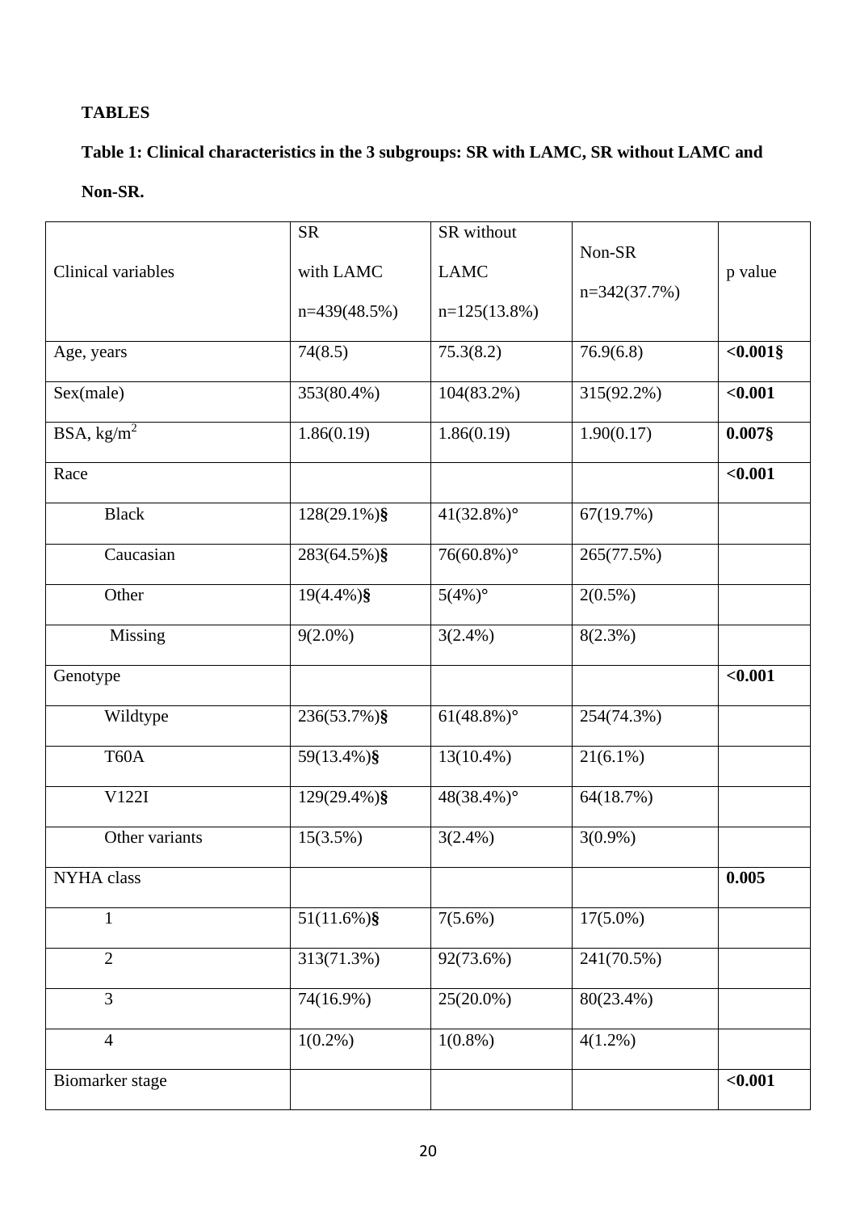**TABLES**

**Table 1: Clinical characteristics in the 3 subgroups: SR with LAMC, SR without LAMC and Non-SR.**

| Clinical variables | SR with LAMC n=439(48.5%) | SR without LAMC n=125(13.8%) | Non-SR n=342(37.7%) | p value |
|---|---|---|---|---|
| Age, years | 74(8.5) | 75.3(8.2) | 76.9(6.8) | **<0.001§** |
| Sex(male) | 353(80.4%) | 104(83.2%) | 315(92.2%) | **<0.001** |
| BSA, $kg/m^2$ | 1.86(0.19) | 1.86(0.19) | 1.90(0.17) | **0.007§** |
| Race | | | | **<0.001** |
| Black | 128(29.1%)**§** | 41(32.8%)° | 67(19.7%) | |
| Caucasian | 283(64.5%)**§** | 76(60.8%)° | 265(77.5%) | |
| Other | 19(4.4%)**§** | 5(4%)° | 2(0.5%) | |
| Missing | 9(2.0%) | 3(2.4%) | 8(2.3%) | |
| Genotype | | | | **<0.001** |
| Wildtype | 236(53.7%)**§** | 61(48.8%)° | 254(74.3%) | |
| T60A | 59(13.4%)**§** | 13(10.4%) | 21(6.1%) | |
| V122I | 129(29.4%)**§** | 48(38.4%)° | 64(18.7%) | |
| Other variants | 15(3.5%) | 3(2.4%) | 3(0.9%) | |
| NYHA class | | | | **0.005** |
| 1 | 51(11.6%)**§** | 7(5.6%) | 17(5.0%) | |
| 2 | 313(71.3%) | 92(73.6%) | 241(70.5%) | |
| 3 | 74(16.9%) | 25(20.0%) | 80(23.4%) | |
| 4 | 1(0.2%) | 1(0.8%) | 4(1.2%) | |
| Biomarker stage | | | | **<0.001** |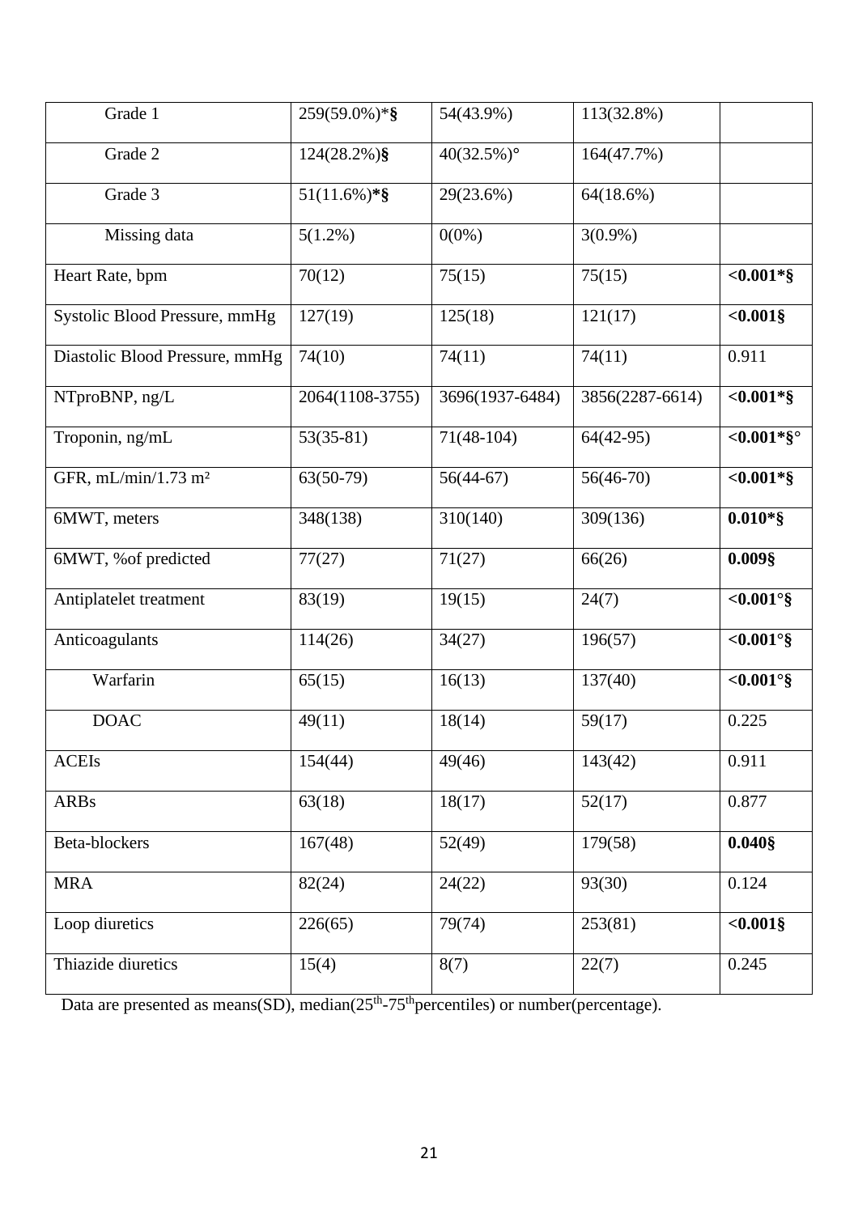| | | | | |
|---|---|---|---|---|
| Grade 1 | 259(59.0%)*§ | 54(43.9%) | 113(32.8%) | |
| Grade 2 | 124(28.2%)§ | 40(32.5%)° | 164(47.7%) | |
| Grade 3 | 51(11.6%)*§ | 29(23.6%) | 64(18.6%) | |
| Missing data | 5(1.2%) | 0(0%) | 3(0.9%) | |
| Heart Rate, bpm | 70(12) | 75(15) | 75(15) | **<0.001*§** |
| Systolic Blood Pressure, mmHg | 127(19) | 125(18) | 121(17) | **<0.001§** |
| Diastolic Blood Pressure, mmHg | 74(10) | 74(11) | 74(11) | 0.911 |
| NTproBNP, ng/L | 2064(1108-3755) | 3696(1937-6484) | 3856(2287-6614) | **<0.001*§** |
| Troponin, ng/mL | 53(35-81) | 71(48-104) | 64(42-95) | **<0.001*§°** |
| GFR, mL/min/1.73 m² | 63(50-79) | 56(44-67) | 56(46-70) | **<0.001*§** |
| 6MWT, meters | 348(138) | 310(140) | 309(136) | **0.010*§** |
| 6MWT, %of predicted | 77(27) | 71(27) | 66(26) | **0.009§** |
| Antiplatelet treatment | 83(19) | 19(15) | 24(7) | **<0.001°§** |
| Anticoagulants | 114(26) | 34(27) | 196(57) | **<0.001°§** |
| Warfarin | 65(15) | 16(13) | 137(40) | **<0.001°§** |
| DOAC | 49(11) | 18(14) | 59(17) | 0.225 |
| ACEIs | 154(44) | 49(46) | 143(42) | 0.911 |
| ARBs | 63(18) | 18(17) | 52(17) | 0.877 |
| Beta-blockers | 167(48) | 52(49) | 179(58) | **0.040§** |
| MRA | 82(24) | 24(22) | 93(30) | 0.124 |
| Loop diuretics | 226(65) | 79(74) | 253(81) | **<0.001§** |
| Thiazide diuretics | 15(4) | 8(7) | 22(7) | 0.245 |

Data are presented as means(SD), median(25th-75th percentiles) or number(percentage).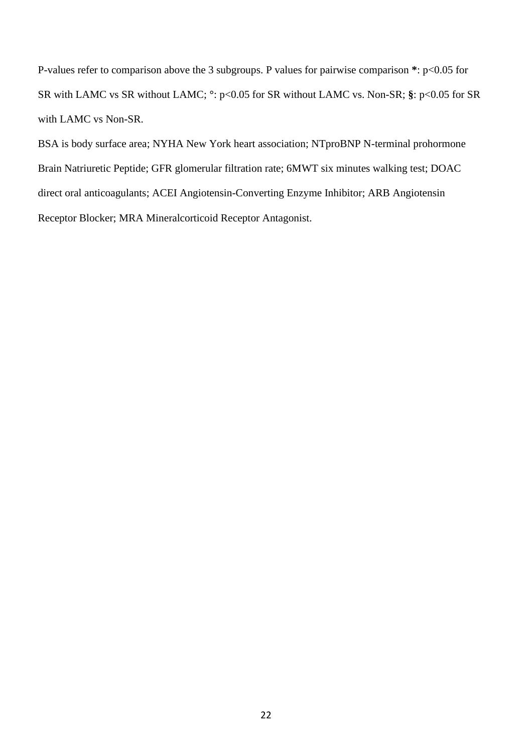P-values refer to comparison above the 3 subgroups. P values for pairwise comparison **\***: $p<0.05$ for SR with LAMC vs SR without LAMC; °: $p<0.05$ for SR without LAMC vs. Non-SR; **§**: $p<0.05$ for SR with LAMC vs Non-SR.

BSA is body surface area; NYHA New York heart association; NTproBNP N-terminal prohormone Brain Natriuretic Peptide; GFR glomerular filtration rate; 6MWT six minutes walking test; DOAC direct oral anticoagulants; ACEI Angiotensin-Converting Enzyme Inhibitor; ARB Angiotensin Receptor Blocker; MRA Mineralcorticoid Receptor Antagonist.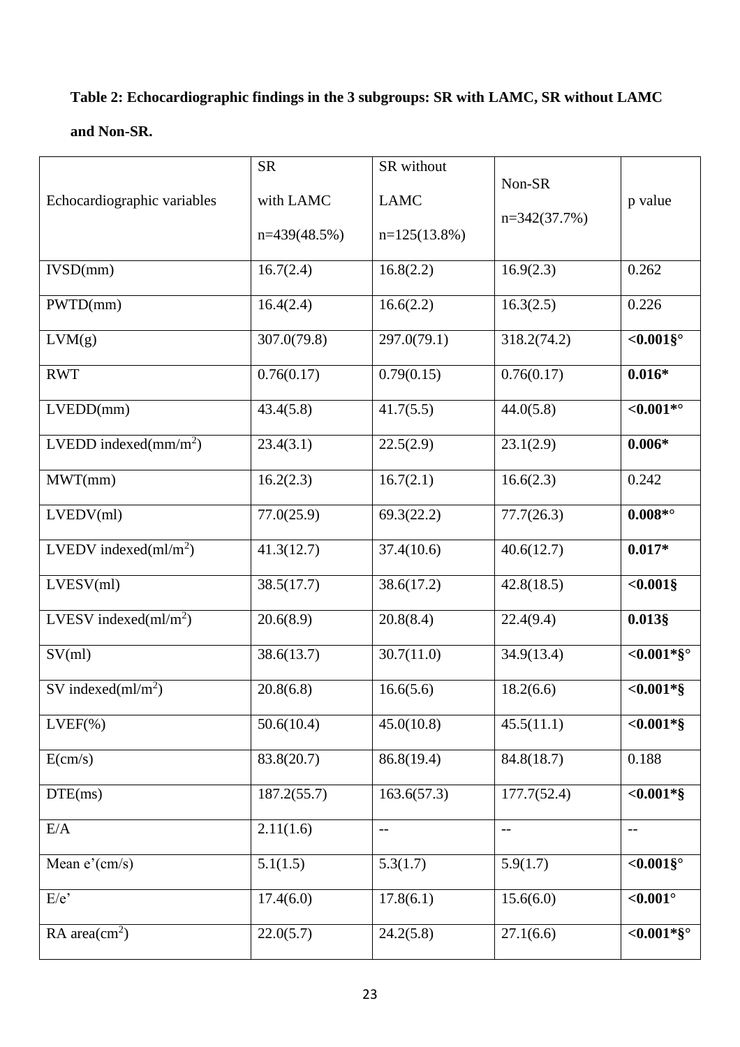**Table 2: Echocardiographic findings in the 3 subgroups: SR with LAMC, SR without LAMC and Non-SR.**

| Echocardiographic variables | SR with LAMC n=439(48.5%) | SR without LAMC n=125(13.8%) | Non-SR n=342(37.7%) | p value |
|---|---|---|---|---|
| IVSD(mm) | 16.7(2.4) | 16.8(2.2) | 16.9(2.3) | 0.262 |
| PWTD(mm) | 16.4(2.4) | 16.6(2.2) | 16.3(2.5) | 0.226 |
| LVM(g) | 307.0(79.8) | 297.0(79.1) | 318.2(74.2) | **<0.001§°** |
| RWT | 0.76(0.17) | 0.79(0.15) | 0.76(0.17) | **0.016*** |
| LVEDD(mm) | 43.4(5.8) | 41.7(5.5) | 44.0(5.8) | **<0.001*°** |
| LVEDD indexed($mm/m^2$) | 23.4(3.1) | 22.5(2.9) | 23.1(2.9) | **0.006*** |
| MWT(mm) | 16.2(2.3) | 16.7(2.1) | 16.6(2.3) | 0.242 |
| LVEDV(ml) | 77.0(25.9) | 69.3(22.2) | 77.7(26.3) | **0.008*°** |
| LVEDV indexed($ml/m^2$) | 41.3(12.7) | 37.4(10.6) | 40.6(12.7) | **0.017*** |
| LVESV(ml) | 38.5(17.7) | 38.6(17.2) | 42.8(18.5) | **<0.001§** |
| LVESV indexed($ml/m^2$) | 20.6(8.9) | 20.8(8.4) | 22.4(9.4) | **0.013§** |
| SV(ml) | 38.6(13.7) | 30.7(11.0) | 34.9(13.4) | **<0.001*§°** |
| SV indexed($ml/m^2$) | 20.8(6.8) | 16.6(5.6) | 18.2(6.6) | **<0.001*§** |
| LVEF(%) | 50.6(10.4) | 45.0(10.8) | 45.5(11.1) | **<0.001*§** |
| E(cm/s) | 83.8(20.7) | 86.8(19.4) | 84.8(18.7) | 0.188 |
| DTE(ms) | 187.2(55.7) | 163.6(57.3) | 177.7(52.4) | **<0.001*§** |
| E/A | 2.11(1.6) | -- | -- | -- |
| Mean e'(cm/s) | 5.1(1.5) | 5.3(1.7) | 5.9(1.7) | **<0.001§°** |
| E/e' | 17.4(6.0) | 17.8(6.1) | 15.6(6.0) | **<0.001°** |
| RA area($cm^2$) | 22.0(5.7) | 24.2(5.8) | 27.1(6.6) | **<0.001*§°** |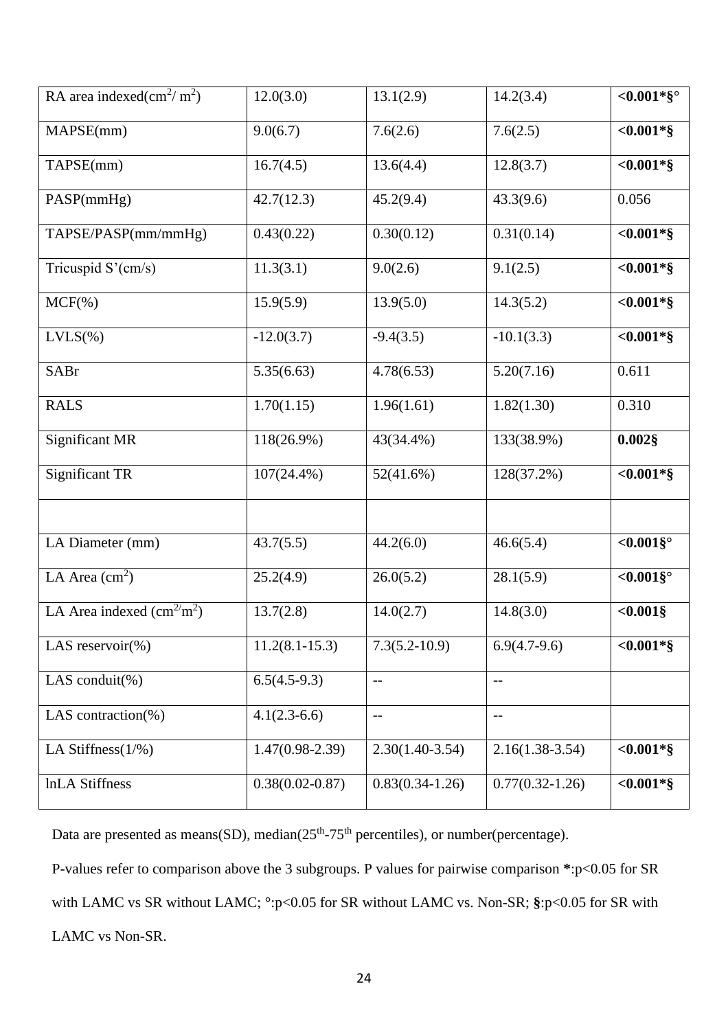| | | | | |
|---|---|---|---|---|
| RA area indexed($cm^2$/ $m^2$) | 12.0(3.0) | 13.1(2.9) | 14.2(3.4) | **<0.001*§°** |
| MAPSE(mm) | 9.0(6.7) | 7.6(2.6) | 7.6(2.5) | **<0.001*§** |
| TAPSE(mm) | 16.7(4.5) | 13.6(4.4) | 12.8(3.7) | **<0.001*§** |
| PASP(mmHg) | 42.7(12.3) | 45.2(9.4) | 43.3(9.6) | 0.056 |
| TAPSE/PASP(mm/mmHg) | 0.43(0.22) | 0.30(0.12) | 0.31(0.14) | **<0.001*§** |
| Tricuspid S'(cm/s) | 11.3(3.1) | 9.0(2.6) | 9.1(2.5) | **<0.001*§** |
| MCF(%) | 15.9(5.9) | 13.9(5.0) | 14.3(5.2) | **<0.001*§** |
| LVLS(%) | -12.0(3.7) | -9.4(3.5) | -10.1(3.3) | **<0.001*§** |
| SABr | 5.35(6.63) | 4.78(6.53) | 5.20(7.16) | 0.611 |
| RALS | 1.70(1.15) | 1.96(1.61) | 1.82(1.30) | 0.310 |
| Significant MR | 118(26.9%) | 43(34.4%) | 133(38.9%) | **0.002§** |
| Significant TR | 107(24.4%) | 52(41.6%) | 128(37.2%) | **<0.001*§** |
| | | | | |
| LA Diameter (mm) | 43.7(5.5) | 44.2(6.0) | 46.6(5.4) | **<0.001§°** |
| LA Area ($cm^2$) | 25.2(4.9) | 26.0(5.2) | 28.1(5.9) | **<0.001§°** |
| LA Area indexed ($cm^2$/$m^2$) | 13.7(2.8) | 14.0(2.7) | 14.8(3.0) | **<0.001§** |
| LAS reservoir(%) | 11.2(8.1-15.3) | 7.3(5.2-10.9) | 6.9(4.7-9.6) | **<0.001*§** |
| LAS conduit(%) | 6.5(4.5-9.3) | -- | -- | |
| LAS contraction(%) | 4.1(2.3-6.6) | -- | -- | |
| LA Stiffness(1/%) | 1.47(0.98-2.39) | 2.30(1.40-3.54) | 2.16(1.38-3.54) | **<0.001*§** |
| lnLA Stiffness | 0.38(0.02-0.87) | 0.83(0.34-1.26) | 0.77(0.32-1.26) | **<0.001*§** |

Data are presented as means(SD), median(25th-75th percentiles), or number(percentage).

P-values refer to comparison above the 3 subgroups. P values for pairwise comparison **\***:p<0.05 for SR with LAMC vs SR without LAMC; °:p<0.05 for SR without LAMC vs. Non-SR; **§**:p<0.05 for SR with LAMC vs Non-SR.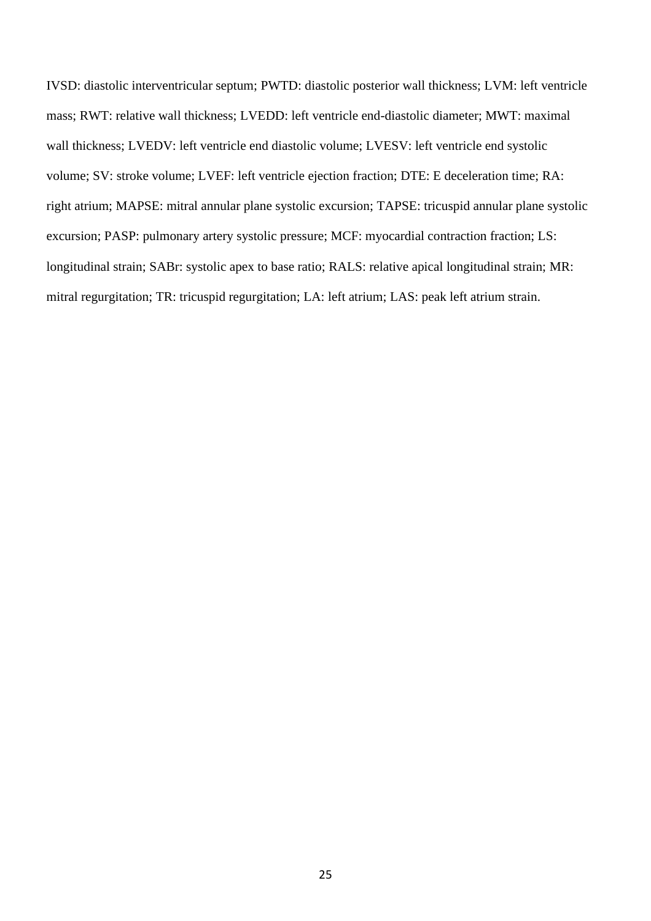IVSD: diastolic interventricular septum; PWTD: diastolic posterior wall thickness; LVM: left ventricle mass; RWT: relative wall thickness; LVEDD: left ventricle end-diastolic diameter; MWT: maximal wall thickness; LVEDV: left ventricle end diastolic volume; LVESV: left ventricle end systolic volume; SV: stroke volume; LVEF: left ventricle ejection fraction; DTE: E deceleration time; RA: right atrium; MAPSE: mitral annular plane systolic excursion; TAPSE: tricuspid annular plane systolic excursion; PASP: pulmonary artery systolic pressure; MCF: myocardial contraction fraction; LS: longitudinal strain; SABr: systolic apex to base ratio; RALS: relative apical longitudinal strain; MR: mitral regurgitation; TR: tricuspid regurgitation; LA: left atrium; LAS: peak left atrium strain.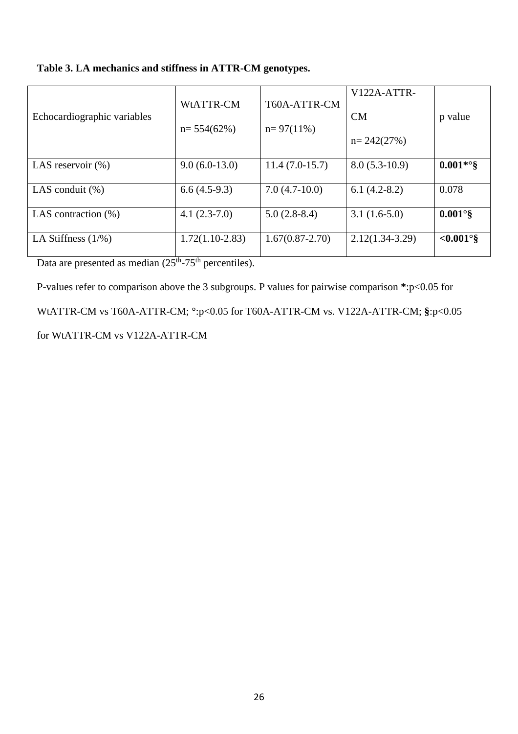**Table 3. LA mechanics and stiffness in ATTR-CM genotypes.**

| Echocardiographic variables | WtATTR-CM n= 554(62%) | T60A-ATTR-CM n= 97(11%) | V122A-ATTR-CM n= 242(27%) | p value |
|---|---|---|---|---|
| LAS reservoir (%) | 9.0 (6.0-13.0) | 11.4 (7.0-15.7) | 8.0 (5.3-10.9) | **0.001*°§** |
| LAS conduit (%) | 6.6 (4.5-9.3) | 7.0 (4.7-10.0) | 6.1 (4.2-8.2) | 0.078 |
| LAS contraction (%) | 4.1 (2.3-7.0) | 5.0 (2.8-8.4) | 3.1 (1.6-5.0) | **0.001°§** |
| LA Stiffness (1/%) | 1.72(1.10-2.83) | 1.67(0.87-2.70) | 2.12(1.34-3.29) | **<0.001°§** |

Data are presented as median ($25^{th}$-$75^{th}$ percentiles).

P-values refer to comparison above the 3 subgroups. P values for pairwise comparison **\***:p<0.05 for WtATTR-CM vs T60A-ATTR-CM; °:p<0.05 for T60A-ATTR-CM vs. V122A-ATTR-CM; **§**:p<0.05 for WtATTR-CM vs V122A-ATTR-CM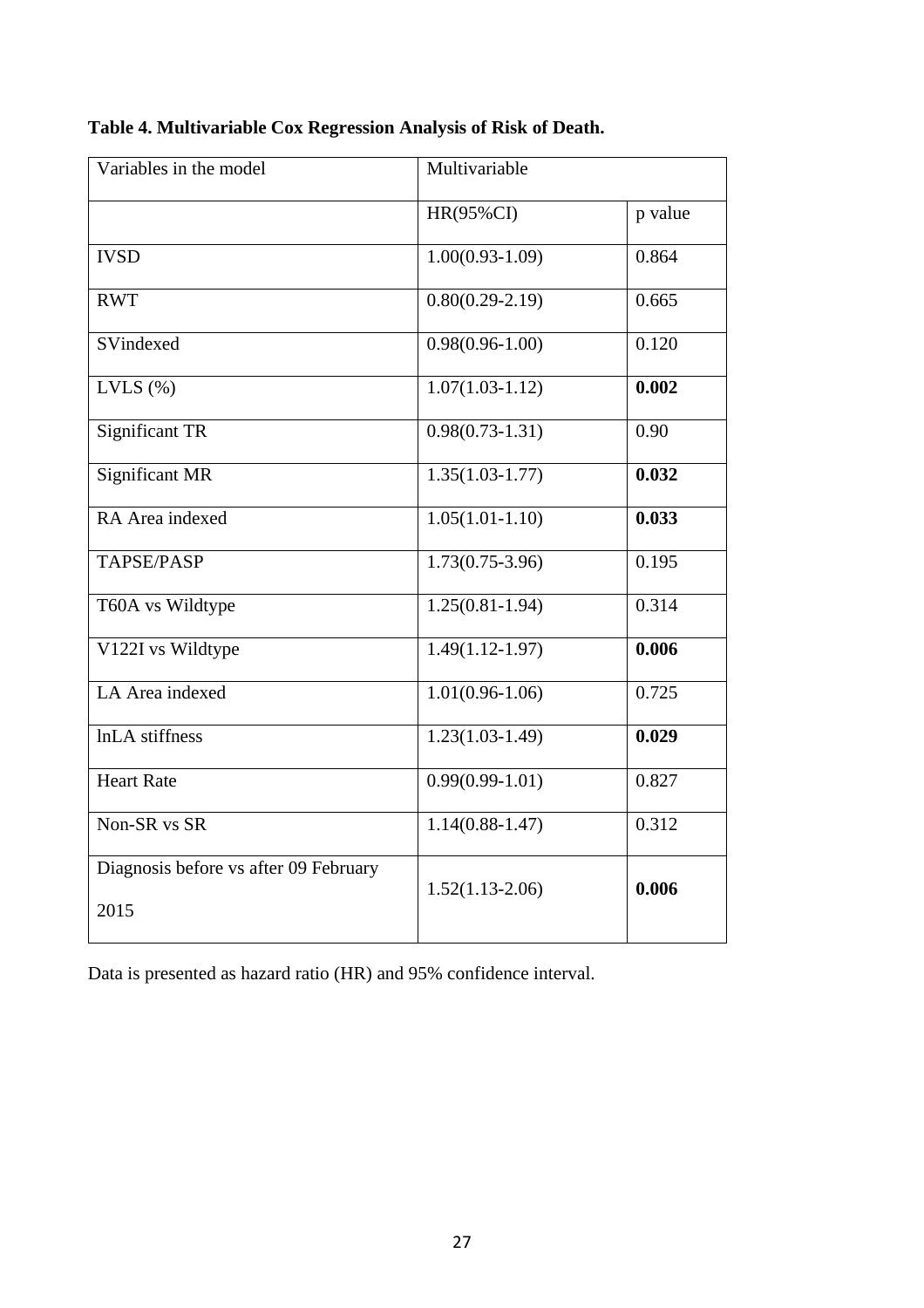**Table 4. Multivariable Cox Regression Analysis of Risk of Death.**

| Variables in the model | Multivariable | |
|---|---|---|
| | HR(95%CI) | p value |
| IVSD | 1.00(0.93-1.09) | 0.864 |
| RWT | 0.80(0.29-2.19) | 0.665 |
| SVindexed | 0.98(0.96-1.00) | 0.120 |
| LVLS (%) | 1.07(1.03-1.12) | **0.002** |
| Significant TR | 0.98(0.73-1.31) | 0.90 |
| Significant MR | 1.35(1.03-1.77) | **0.032** |
| RA Area indexed | 1.05(1.01-1.10) | **0.033** |
| TAPSE/PASP | 1.73(0.75-3.96) | 0.195 |
| T60A vs Wildtype | 1.25(0.81-1.94) | 0.314 |
| V122I vs Wildtype | 1.49(1.12-1.97) | **0.006** |
| LA Area indexed | 1.01(0.96-1.06) | 0.725 |
| lnLA stiffness | 1.23(1.03-1.49) | **0.029** |
| Heart Rate | 0.99(0.99-1.01) | 0.827 |
| Non-SR vs SR | 1.14(0.88-1.47) | 0.312 |
| Diagnosis before vs after 09 February 2015 | 1.52(1.13-2.06) | **0.006** |

Data is presented as hazard ratio (HR) and 95% confidence interval.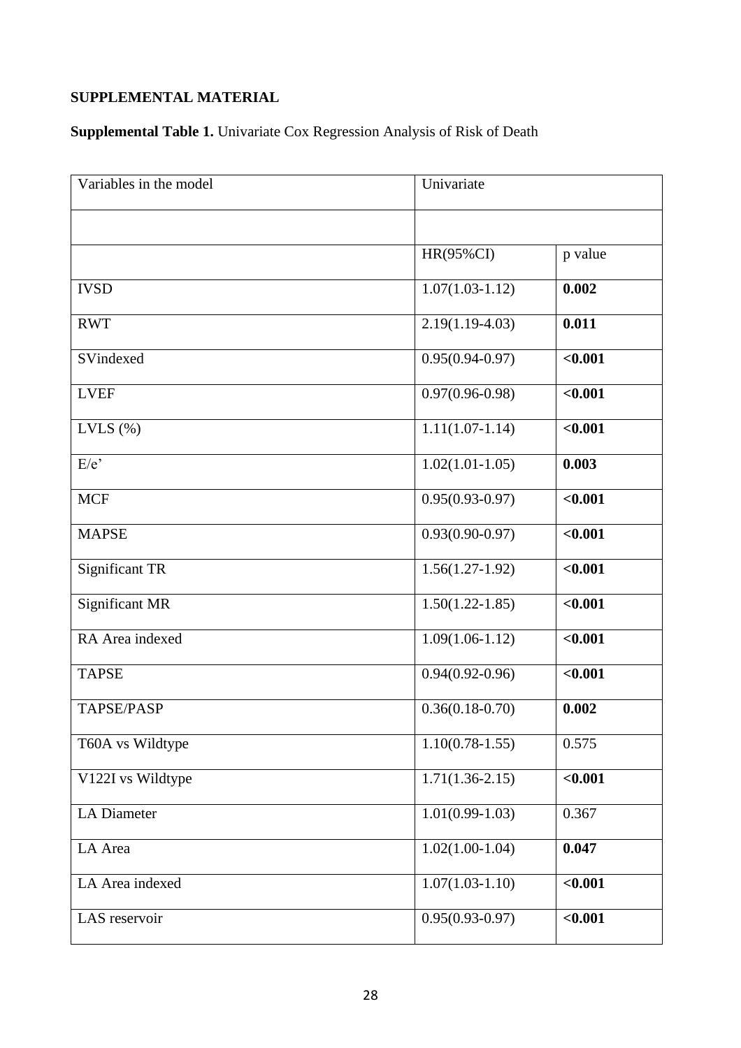**SUPPLEMENTAL MATERIAL**

**Supplemental Table 1.** Univariate Cox Regression Analysis of Risk of Death

| Variables in the model | Univariate | |
|---|---|---|
| | | |
| | HR(95%CI) | p value |
| IVSD | 1.07(1.03-1.12) | **0.002** |
| RWT | 2.19(1.19-4.03) | **0.011** |
| SVindexed | 0.95(0.94-0.97) | **<0.001** |
| LVEF | 0.97(0.96-0.98) | **<0.001** |
| LVLS (%) | 1.11(1.07-1.14) | **<0.001** |
| E/e' | 1.02(1.01-1.05) | **0.003** |
| MCF | 0.95(0.93-0.97) | **<0.001** |
| MAPSE | 0.93(0.90-0.97) | **<0.001** |
| Significant TR | 1.56(1.27-1.92) | **<0.001** |
| Significant MR | 1.50(1.22-1.85) | **<0.001** |
| RA Area indexed | 1.09(1.06-1.12) | **<0.001** |
| TAPSE | 0.94(0.92-0.96) | **<0.001** |
| TAPSE/PASP | 0.36(0.18-0.70) | **0.002** |
| T60A vs Wildtype | 1.10(0.78-1.55) | 0.575 |
| V122I vs Wildtype | 1.71(1.36-2.15) | **<0.001** |
| LA Diameter | 1.01(0.99-1.03) | 0.367 |
| LA Area | 1.02(1.00-1.04) | **0.047** |
| LA Area indexed | 1.07(1.03-1.10) | **<0.001** |
| LAS reservoir | 0.95(0.93-0.97) | **<0.001** |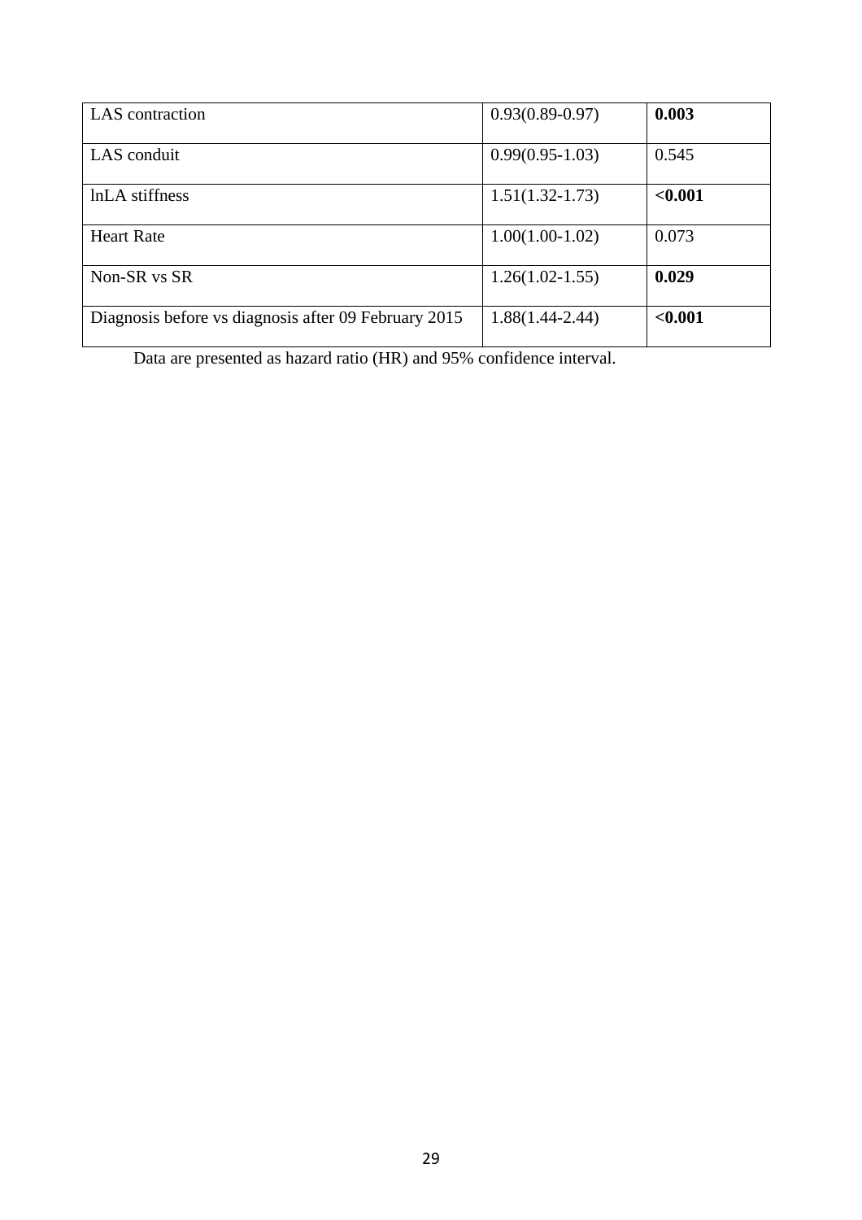| | | |
|---|---|---|
| LAS contraction | 0.93(0.89-0.97) | **0.003** |
| LAS conduit | 0.99(0.95-1.03) | 0.545 |
| lnLA stiffness | 1.51(1.32-1.73) | **<0.001** |
| Heart Rate | 1.00(1.00-1.02) | 0.073 |
| Non-SR vs SR | 1.26(1.02-1.55) | **0.029** |
| Diagnosis before vs diagnosis after 09 February 2015 | 1.88(1.44-2.44) | **<0.001** |

Data are presented as hazard ratio (HR) and 95% confidence interval.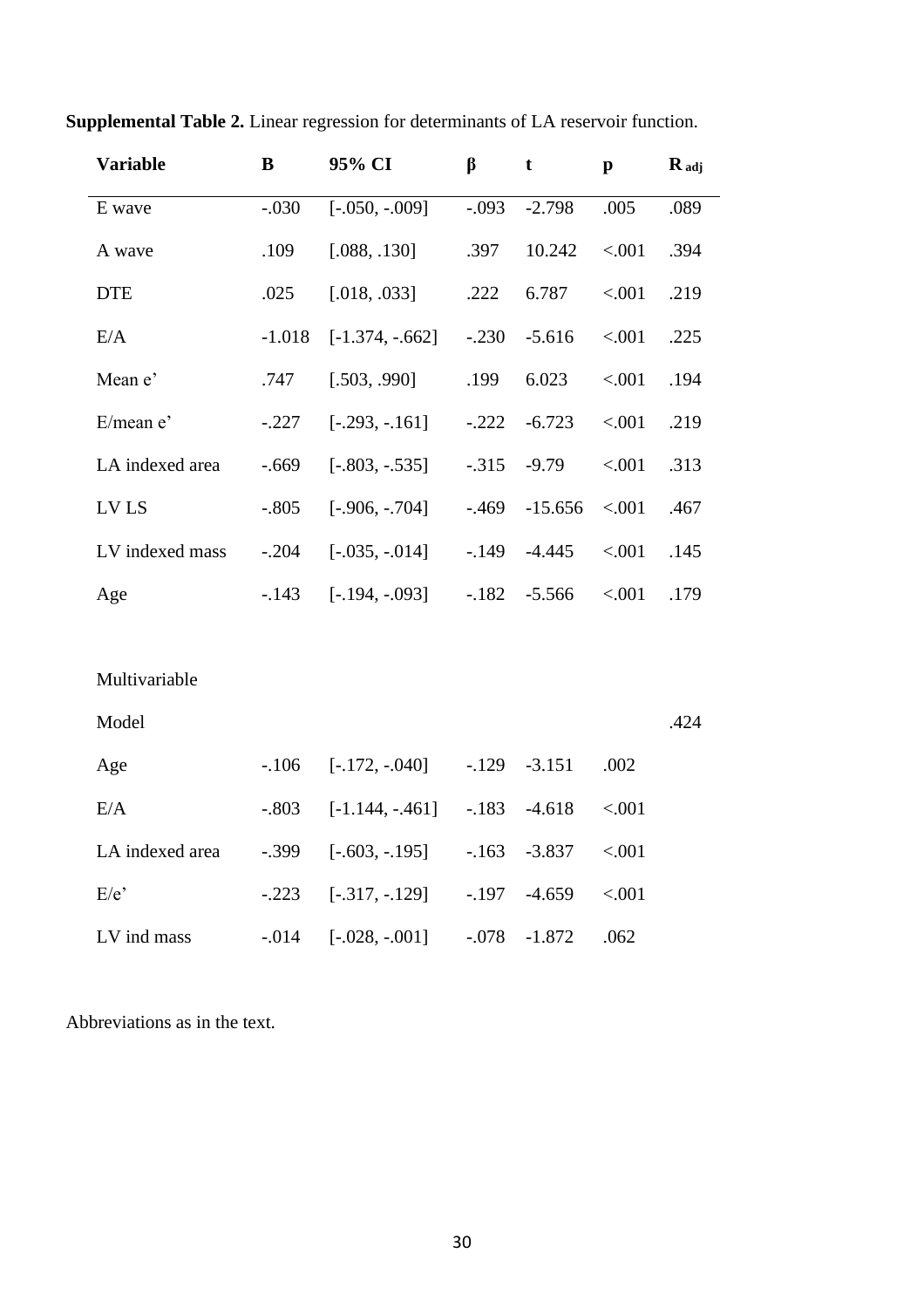**Supplemental Table 2.** Linear regression for determinants of LA reservoir function.

| Variable | B | 95% CI | β | t | p | $R_{adj}$ |
|---|---|---|---|---|---|---|
| E wave | -.030 | [-.050, -.009] | -.093 | -2.798 | .005 | .089 |
| A wave | .109 | [.088, .130] | .397 | 10.242 | <.001 | .394 |
| DTE | .025 | [.018, .033] | .222 | 6.787 | <.001 | .219 |
| E/A | -1.018 | [-1.374, -.662] | -.230 | -5.616 | <.001 | .225 |
| Mean e' | .747 | [.503, .990] | .199 | 6.023 | <.001 | .194 |
| E/mean e' | -.227 | [-.293, -.161] | -.222 | -6.723 | <.001 | .219 |
| LA indexed area | -.669 | [-.803, -.535] | -.315 | -9.79 | <.001 | .313 |
| LV LS | -.805 | [-.906, -.704] | -.469 | -15.656 | <.001 | .467 |
| LV indexed mass | -.204 | [-.035, -.014] | -.149 | -4.445 | <.001 | .145 |
| Age | -.143 | [-.194, -.093] | -.182 | -5.566 | <.001 | .179 |
| | | | | | | |
| Multivariable | | | | | | |
| Model | | | | | | .424 |
| Age | -.106 | [-.172, -.040] | -.129 | -3.151 | .002 | |
| E/A | -.803 | [-1.144, -.461] | -.183 | -4.618 | <.001 | |
| LA indexed area | -.399 | [-.603, -.195] | -.163 | -3.837 | <.001 | |
| E/e' | -.223 | [-.317, -.129] | -.197 | -4.659 | <.001 | |
| LV ind mass | -.014 | [-.028, -.001] | -.078 | -1.872 | .062 | |

Abbreviations as in the text.